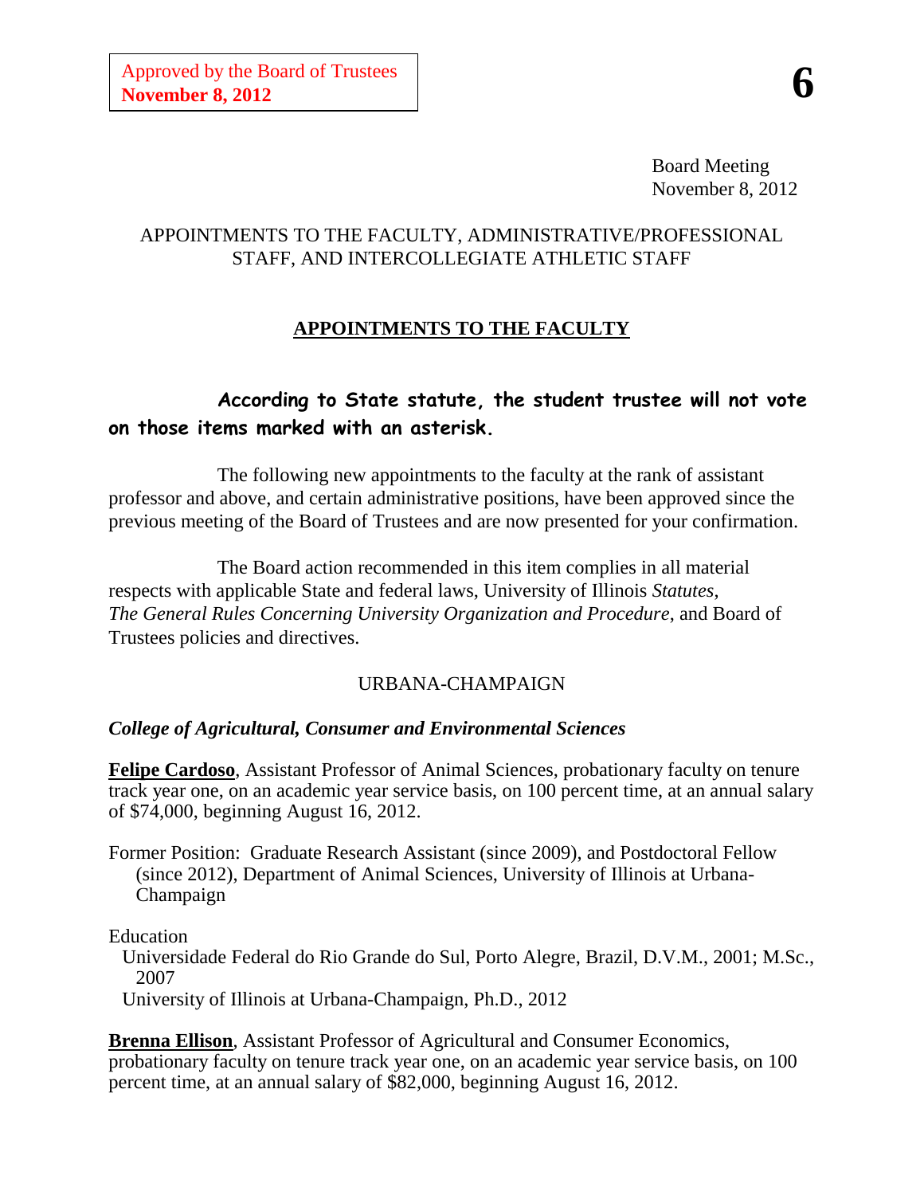Approved by the Board of Trustees
**November 8, 2012**

**6**

Board Meeting
November 8, 2012

APPOINTMENTS TO THE FACULTY, ADMINISTRATIVE/PROFESSIONAL STAFF, AND INTERCOLLEGIATE ATHLETIC STAFF

## APPOINTMENTS TO THE FACULTY

**According to State statute, the student trustee will not vote on those items marked with an asterisk.**

The following new appointments to the faculty at the rank of assistant professor and above, and certain administrative positions, have been approved since the previous meeting of the Board of Trustees and are now presented for your confirmation.

The Board action recommended in this item complies in all material respects with applicable State and federal laws, University of Illinois *Statutes*, *The General Rules Concerning University Organization and Procedure*, and Board of Trustees policies and directives.

URBANA-CHAMPAIGN

### *College of Agricultural, Consumer and Environmental Sciences*

**Felipe Cardoso**, Assistant Professor of Animal Sciences, probationary faculty on tenure track year one, on an academic year service basis, on 100 percent time, at an annual salary of $74,000, beginning August 16, 2012.

Former Position: Graduate Research Assistant (since 2009), and Postdoctoral Fellow (since 2012), Department of Animal Sciences, University of Illinois at Urbana-Champaign

Education
Universidade Federal do Rio Grande do Sul, Porto Alegre, Brazil, D.V.M., 2001; M.Sc., 2007
University of Illinois at Urbana-Champaign, Ph.D., 2012

**Brenna Ellison**, Assistant Professor of Agricultural and Consumer Economics, probationary faculty on tenure track year one, on an academic year service basis, on 100 percent time, at an annual salary of $82,000, beginning August 16, 2012.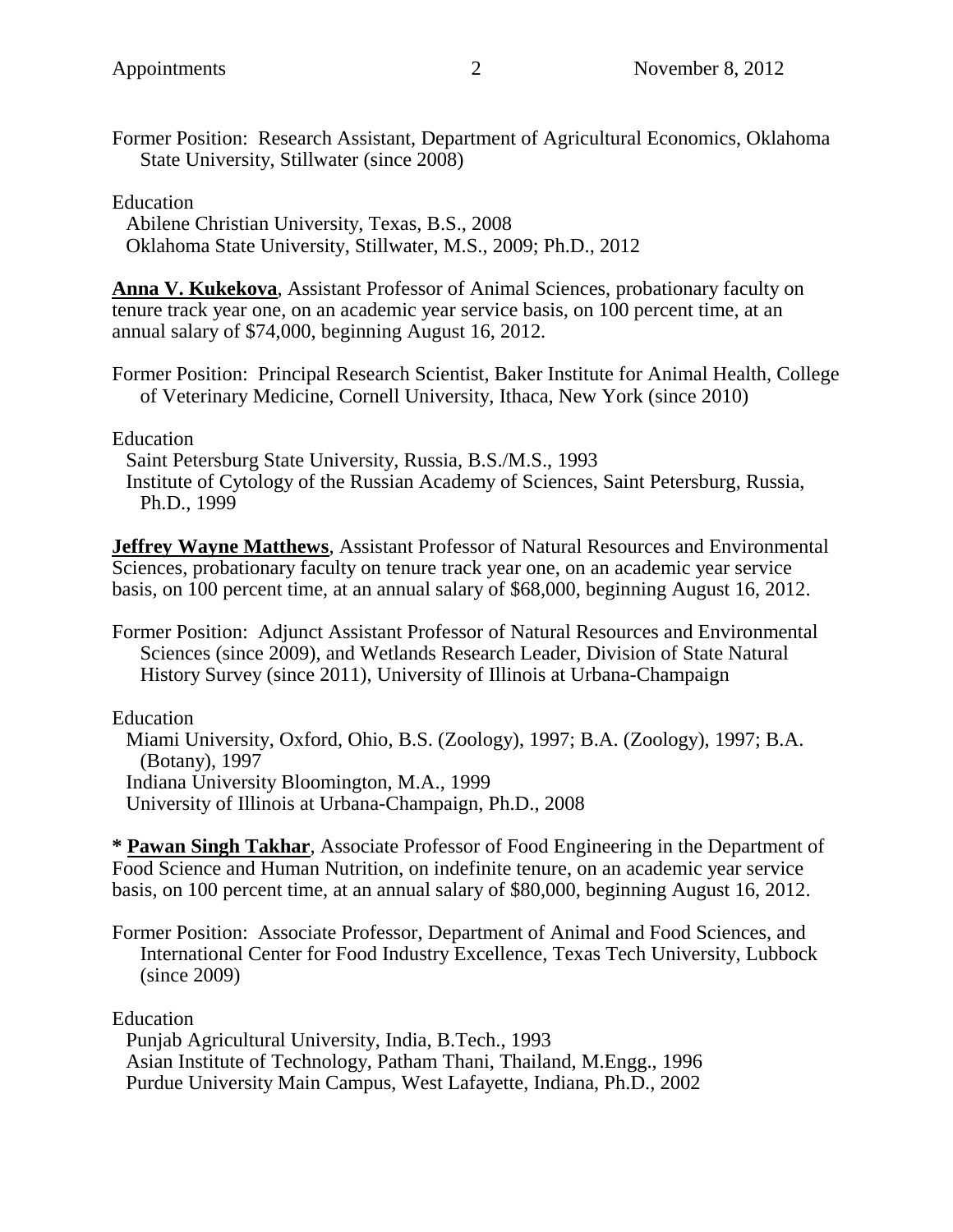Former Position: Research Assistant, Department of Agricultural Economics, Oklahoma State University, Stillwater (since 2008)

Education
Abilene Christian University, Texas, B.S., 2008
Oklahoma State University, Stillwater, M.S., 2009; Ph.D., 2012

**Anna V. Kukekova**, Assistant Professor of Animal Sciences, probationary faculty on tenure track year one, on an academic year service basis, on 100 percent time, at an annual salary of $74,000, beginning August 16, 2012.

Former Position: Principal Research Scientist, Baker Institute for Animal Health, College of Veterinary Medicine, Cornell University, Ithaca, New York (since 2010)

Education
Saint Petersburg State University, Russia, B.S./M.S., 1993
Institute of Cytology of the Russian Academy of Sciences, Saint Petersburg, Russia, Ph.D., 1999

**Jeffrey Wayne Matthews**, Assistant Professor of Natural Resources and Environmental Sciences, probationary faculty on tenure track year one, on an academic year service basis, on 100 percent time, at an annual salary of $68,000, beginning August 16, 2012.

Former Position: Adjunct Assistant Professor of Natural Resources and Environmental Sciences (since 2009), and Wetlands Research Leader, Division of State Natural History Survey (since 2011), University of Illinois at Urbana-Champaign

Education
Miami University, Oxford, Ohio, B.S. (Zoology), 1997; B.A. (Zoology), 1997; B.A. (Botany), 1997
Indiana University Bloomington, M.A., 1999
University of Illinois at Urbana-Champaign, Ph.D., 2008

* **Pawan Singh Takhar**, Associate Professor of Food Engineering in the Department of Food Science and Human Nutrition, on indefinite tenure, on an academic year service basis, on 100 percent time, at an annual salary of $80,000, beginning August 16, 2012.

Former Position: Associate Professor, Department of Animal and Food Sciences, and International Center for Food Industry Excellence, Texas Tech University, Lubbock (since 2009)

Education
Punjab Agricultural University, India, B.Tech., 1993
Asian Institute of Technology, Patham Thani, Thailand, M.Engg., 1996
Purdue University Main Campus, West Lafayette, Indiana, Ph.D., 2002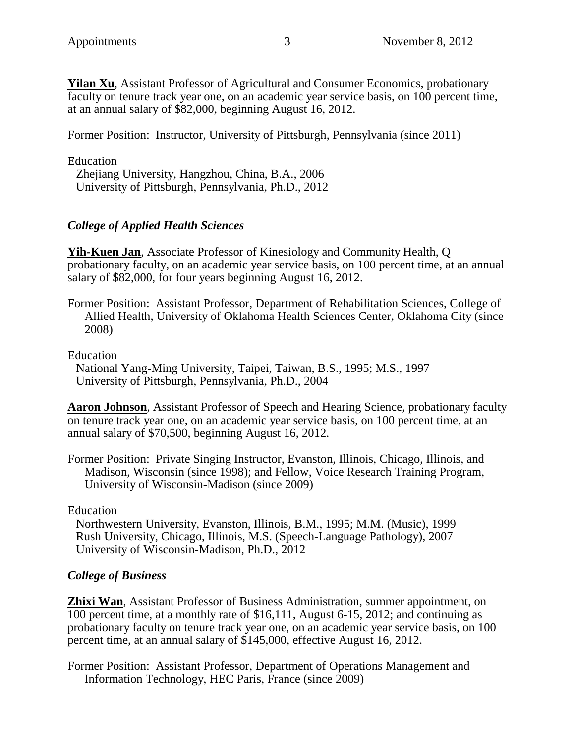**Yilan Xu**, Assistant Professor of Agricultural and Consumer Economics, probationary faculty on tenure track year one, on an academic year service basis, on 100 percent time, at an annual salary of $82,000, beginning August 16, 2012.

Former Position: Instructor, University of Pittsburgh, Pennsylvania (since 2011)

Education
Zhejiang University, Hangzhou, China, B.A., 2006
University of Pittsburgh, Pennsylvania, Ph.D., 2012

### *College of Applied Health Sciences*

**Yih-Kuen Jan**, Associate Professor of Kinesiology and Community Health, Q probationary faculty, on an academic year service basis, on 100 percent time, at an annual salary of $82,000, for four years beginning August 16, 2012.

Former Position: Assistant Professor, Department of Rehabilitation Sciences, College of Allied Health, University of Oklahoma Health Sciences Center, Oklahoma City (since 2008)

Education
National Yang-Ming University, Taipei, Taiwan, B.S., 1995; M.S., 1997
University of Pittsburgh, Pennsylvania, Ph.D., 2004

**Aaron Johnson**, Assistant Professor of Speech and Hearing Science, probationary faculty on tenure track year one, on an academic year service basis, on 100 percent time, at an annual salary of $70,500, beginning August 16, 2012.

Former Position: Private Singing Instructor, Evanston, Illinois, Chicago, Illinois, and Madison, Wisconsin (since 1998); and Fellow, Voice Research Training Program, University of Wisconsin-Madison (since 2009)

Education
Northwestern University, Evanston, Illinois, B.M., 1995; M.M. (Music), 1999
Rush University, Chicago, Illinois, M.S. (Speech-Language Pathology), 2007
University of Wisconsin-Madison, Ph.D., 2012

### *College of Business*

**Zhixi Wan**, Assistant Professor of Business Administration, summer appointment, on 100 percent time, at a monthly rate of $16,111, August 6-15, 2012; and continuing as probationary faculty on tenure track year one, on an academic year service basis, on 100 percent time, at an annual salary of $145,000, effective August 16, 2012.

Former Position: Assistant Professor, Department of Operations Management and Information Technology, HEC Paris, France (since 2009)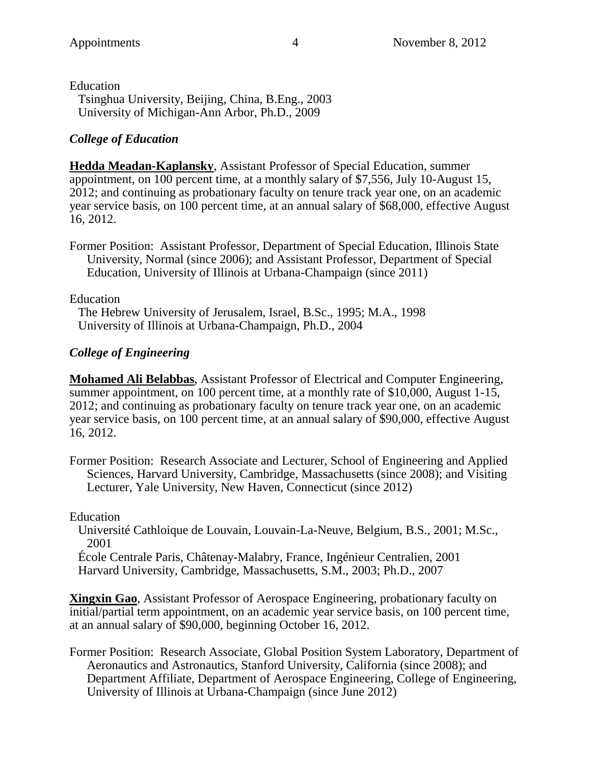Education
  Tsinghua University, Beijing, China, B.Eng., 2003
  University of Michigan-Ann Arbor, Ph.D., 2009

### *College of Education*

**Hedda Meadan-Kaplansky**, Assistant Professor of Special Education, summer appointment, on 100 percent time, at a monthly salary of $7,556, July 10-August 15, 2012; and continuing as probationary faculty on tenure track year one, on an academic year service basis, on 100 percent time, at an annual salary of $68,000, effective August 16, 2012.

Former Position: Assistant Professor, Department of Special Education, Illinois State University, Normal (since 2006); and Assistant Professor, Department of Special Education, University of Illinois at Urbana-Champaign (since 2011)

Education
  The Hebrew University of Jerusalem, Israel, B.Sc., 1995; M.A., 1998
  University of Illinois at Urbana-Champaign, Ph.D., 2004

### *College of Engineering*

**Mohamed Ali Belabbas**, Assistant Professor of Electrical and Computer Engineering, summer appointment, on 100 percent time, at a monthly rate of $10,000, August 1-15, 2012; and continuing as probationary faculty on tenure track year one, on an academic year service basis, on 100 percent time, at an annual salary of $90,000, effective August 16, 2012.

Former Position: Research Associate and Lecturer, School of Engineering and Applied Sciences, Harvard University, Cambridge, Massachusetts (since 2008); and Visiting Lecturer, Yale University, New Haven, Connecticut (since 2012)

Education
  Université Cathloique de Louvain, Louvain-La-Neuve, Belgium, B.S., 2001; M.Sc., 2001
  École Centrale Paris, Châtenay-Malabry, France, Ingénieur Centralien, 2001
  Harvard University, Cambridge, Massachusetts, S.M., 2003; Ph.D., 2007

**Xingxin Gao**, Assistant Professor of Aerospace Engineering, probationary faculty on initial/partial term appointment, on an academic year service basis, on 100 percent time, at an annual salary of $90,000, beginning October 16, 2012.

Former Position: Research Associate, Global Position System Laboratory, Department of Aeronautics and Astronautics, Stanford University, California (since 2008); and Department Affiliate, Department of Aerospace Engineering, College of Engineering, University of Illinois at Urbana-Champaign (since June 2012)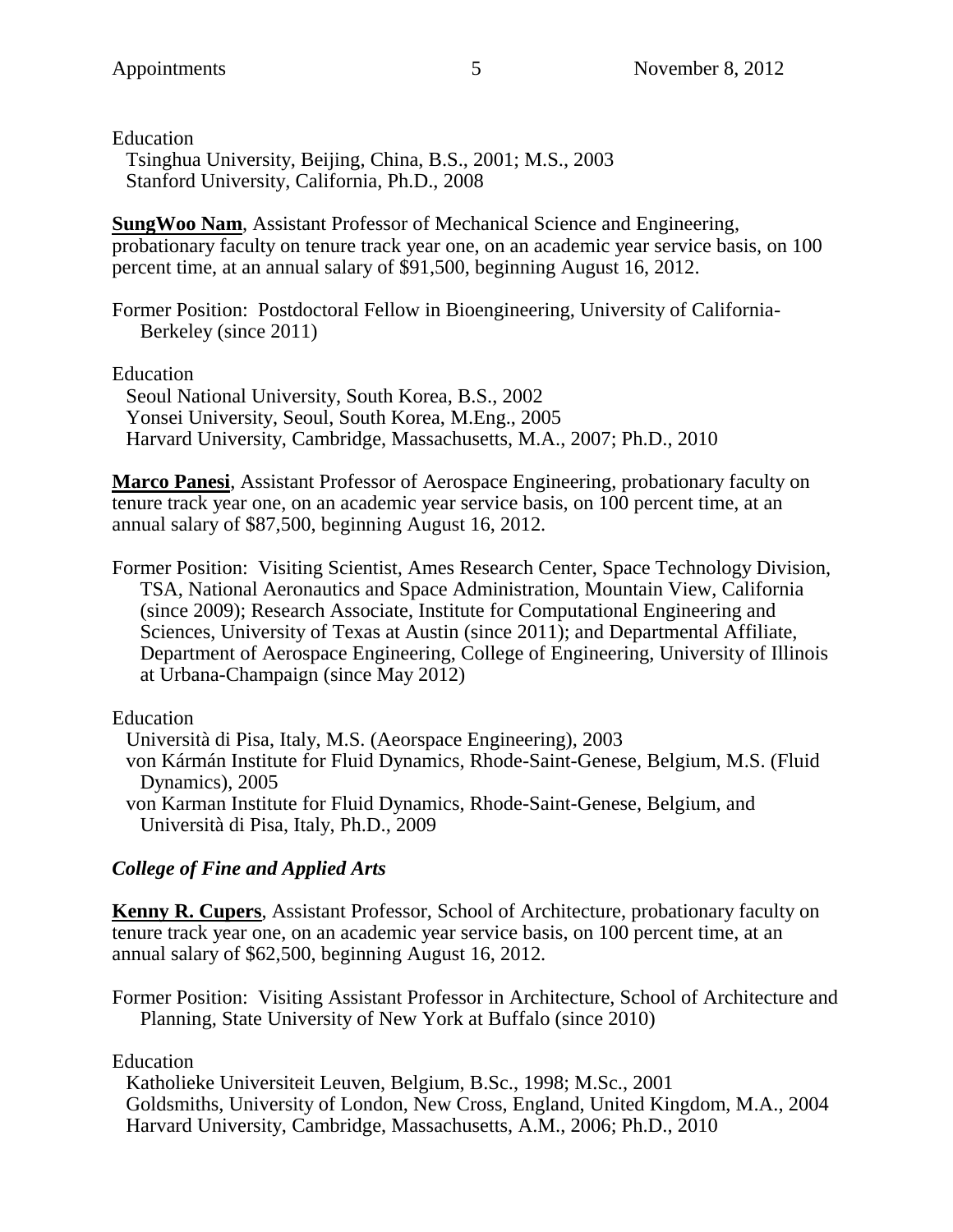Education

Tsinghua University, Beijing, China, B.S., 2001; M.S., 2003
Stanford University, California, Ph.D., 2008

**SungWoo Nam**, Assistant Professor of Mechanical Science and Engineering, probationary faculty on tenure track year one, on an academic year service basis, on 100 percent time, at an annual salary of $91,500, beginning August 16, 2012.

Former Position: Postdoctoral Fellow in Bioengineering, University of California-Berkeley (since 2011)

Education

Seoul National University, South Korea, B.S., 2002
Yonsei University, Seoul, South Korea, M.Eng., 2005
Harvard University, Cambridge, Massachusetts, M.A., 2007; Ph.D., 2010

**Marco Panesi**, Assistant Professor of Aerospace Engineering, probationary faculty on tenure track year one, on an academic year service basis, on 100 percent time, at an annual salary of $87,500, beginning August 16, 2012.

Former Position: Visiting Scientist, Ames Research Center, Space Technology Division, TSA, National Aeronautics and Space Administration, Mountain View, California (since 2009); Research Associate, Institute for Computational Engineering and Sciences, University of Texas at Austin (since 2011); and Departmental Affiliate, Department of Aerospace Engineering, College of Engineering, University of Illinois at Urbana-Champaign (since May 2012)

Education

Università di Pisa, Italy, M.S. (Aeorspace Engineering), 2003
von Kármán Institute for Fluid Dynamics, Rhode-Saint-Genese, Belgium, M.S. (Fluid Dynamics), 2005
von Karman Institute for Fluid Dynamics, Rhode-Saint-Genese, Belgium, and Università di Pisa, Italy, Ph.D., 2009

### *College of Fine and Applied Arts*

**Kenny R. Cupers**, Assistant Professor, School of Architecture, probationary faculty on tenure track year one, on an academic year service basis, on 100 percent time, at an annual salary of $62,500, beginning August 16, 2012.

Former Position: Visiting Assistant Professor in Architecture, School of Architecture and Planning, State University of New York at Buffalo (since 2010)

Education

Katholieke Universiteit Leuven, Belgium, B.Sc., 1998; M.Sc., 2001
Goldsmiths, University of London, New Cross, England, United Kingdom, M.A., 2004
Harvard University, Cambridge, Massachusetts, A.M., 2006; Ph.D., 2010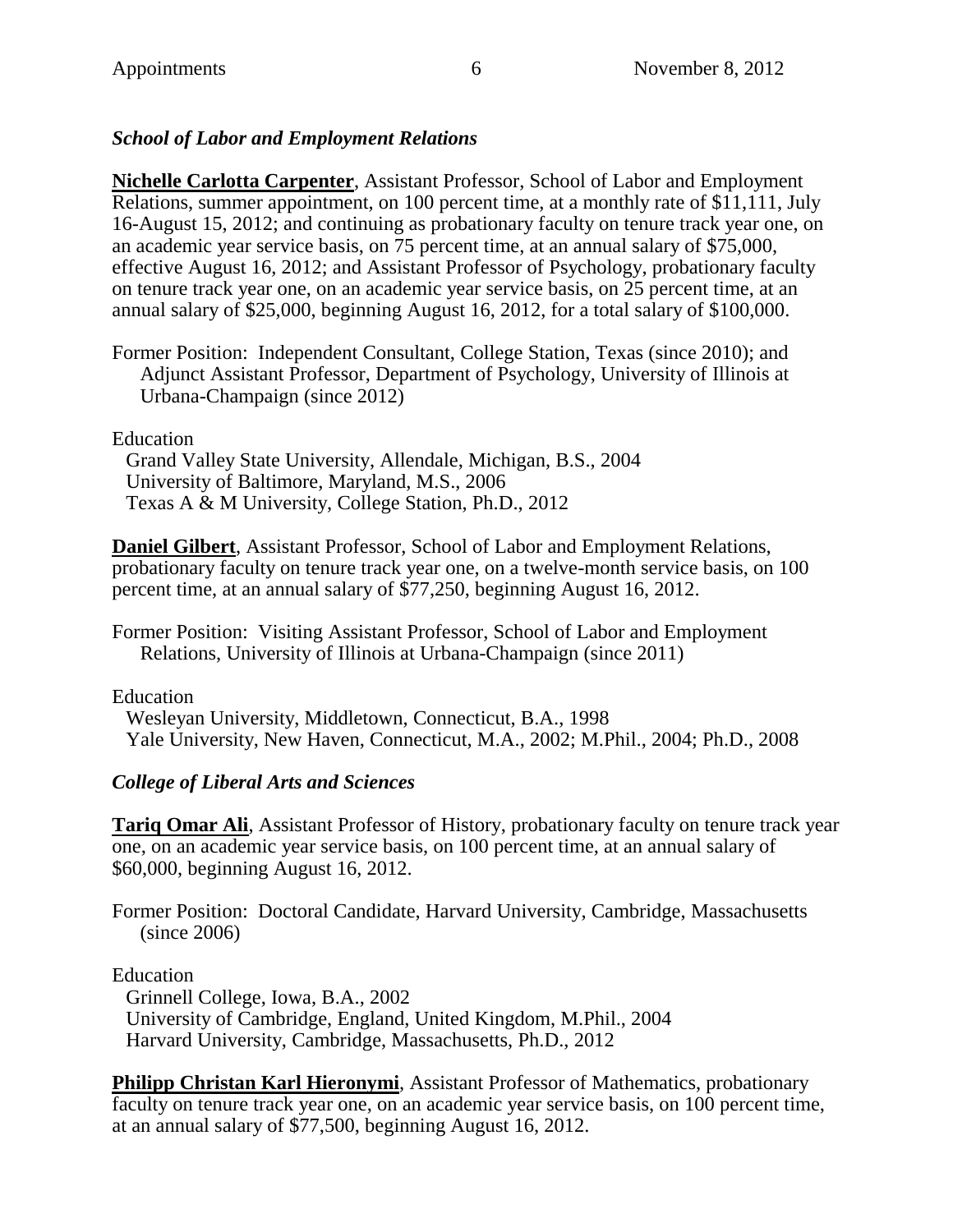### *School of Labor and Employment Relations*

**Nichelle Carlotta Carpenter**, Assistant Professor, School of Labor and Employment Relations, summer appointment, on 100 percent time, at a monthly rate of $11,111, July 16-August 15, 2012; and continuing as probationary faculty on tenure track year one, on an academic year service basis, on 75 percent time, at an annual salary of $75,000, effective August 16, 2012; and Assistant Professor of Psychology, probationary faculty on tenure track year one, on an academic year service basis, on 25 percent time, at an annual salary of $25,000, beginning August 16, 2012, for a total salary of $100,000.

Former Position: Independent Consultant, College Station, Texas (since 2010); and Adjunct Assistant Professor, Department of Psychology, University of Illinois at Urbana-Champaign (since 2012)

Education
- Grand Valley State University, Allendale, Michigan, B.S., 2004
- University of Baltimore, Maryland, M.S., 2006
- Texas A & M University, College Station, Ph.D., 2012

**Daniel Gilbert**, Assistant Professor, School of Labor and Employment Relations, probationary faculty on tenure track year one, on a twelve-month service basis, on 100 percent time, at an annual salary of $77,250, beginning August 16, 2012.

Former Position: Visiting Assistant Professor, School of Labor and Employment Relations, University of Illinois at Urbana-Champaign (since 2011)

Education
- Wesleyan University, Middletown, Connecticut, B.A., 1998
- Yale University, New Haven, Connecticut, M.A., 2002; M.Phil., 2004; Ph.D., 2008

### *College of Liberal Arts and Sciences*

**Tariq Omar Ali**, Assistant Professor of History, probationary faculty on tenure track year one, on an academic year service basis, on 100 percent time, at an annual salary of $60,000, beginning August 16, 2012.

Former Position: Doctoral Candidate, Harvard University, Cambridge, Massachusetts (since 2006)

Education
- Grinnell College, Iowa, B.A., 2002
- University of Cambridge, England, United Kingdom, M.Phil., 2004
- Harvard University, Cambridge, Massachusetts, Ph.D., 2012

**Philipp Christan Karl Hieronymi**, Assistant Professor of Mathematics, probationary faculty on tenure track year one, on an academic year service basis, on 100 percent time, at an annual salary of $77,500, beginning August 16, 2012.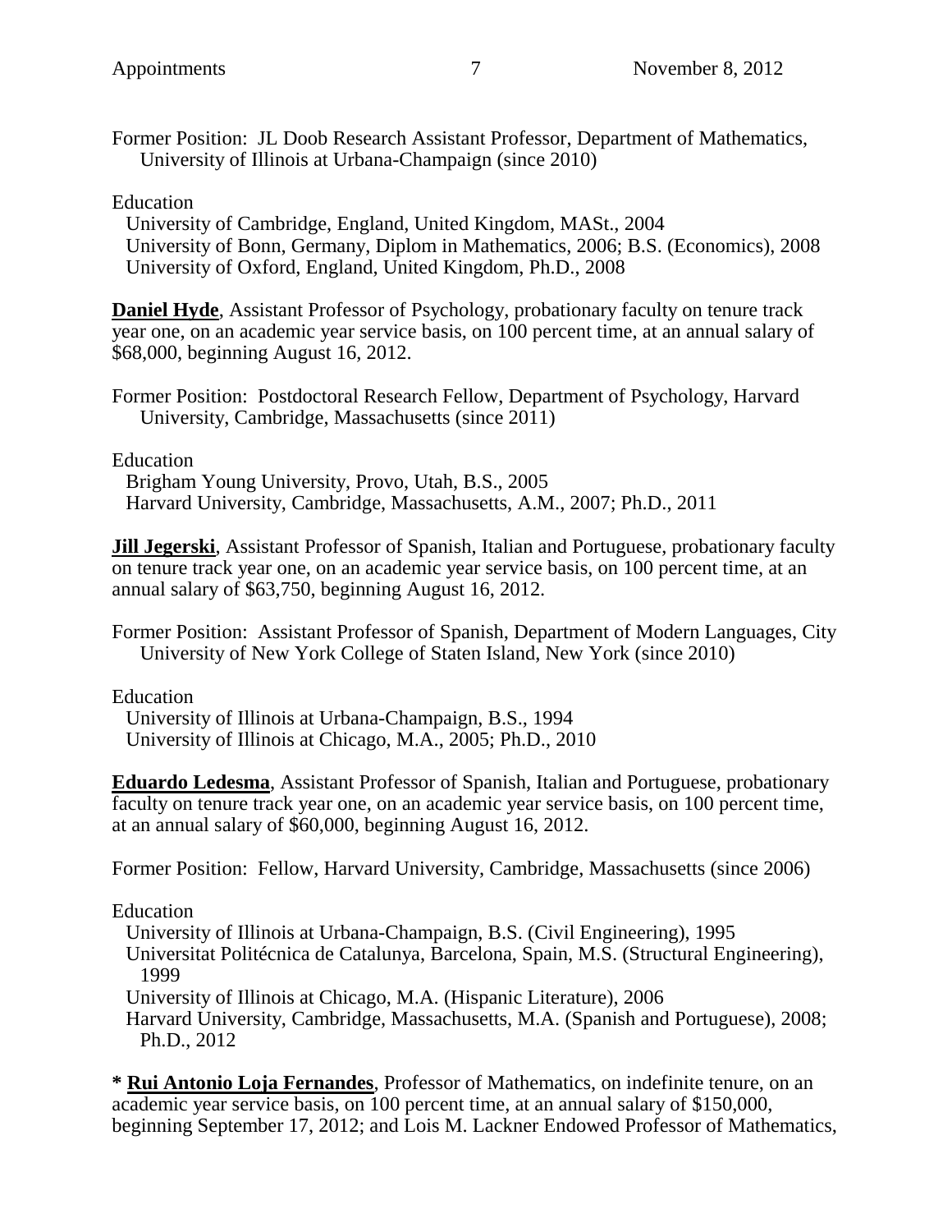Former Position: JL Doob Research Assistant Professor, Department of Mathematics, University of Illinois at Urbana-Champaign (since 2010)

Education
University of Cambridge, England, United Kingdom, MASt., 2004
University of Bonn, Germany, Diplom in Mathematics, 2006; B.S. (Economics), 2008
University of Oxford, England, United Kingdom, Ph.D., 2008

**Daniel Hyde**, Assistant Professor of Psychology, probationary faculty on tenure track year one, on an academic year service basis, on 100 percent time, at an annual salary of $68,000, beginning August 16, 2012.

Former Position: Postdoctoral Research Fellow, Department of Psychology, Harvard University, Cambridge, Massachusetts (since 2011)

Education
Brigham Young University, Provo, Utah, B.S., 2005
Harvard University, Cambridge, Massachusetts, A.M., 2007; Ph.D., 2011

**Jill Jegerski**, Assistant Professor of Spanish, Italian and Portuguese, probationary faculty on tenure track year one, on an academic year service basis, on 100 percent time, at an annual salary of $63,750, beginning August 16, 2012.

Former Position: Assistant Professor of Spanish, Department of Modern Languages, City University of New York College of Staten Island, New York (since 2010)

Education
University of Illinois at Urbana-Champaign, B.S., 1994
University of Illinois at Chicago, M.A., 2005; Ph.D., 2010

**Eduardo Ledesma**, Assistant Professor of Spanish, Italian and Portuguese, probationary faculty on tenure track year one, on an academic year service basis, on 100 percent time, at an annual salary of $60,000, beginning August 16, 2012.

Former Position: Fellow, Harvard University, Cambridge, Massachusetts (since 2006)

Education
University of Illinois at Urbana-Champaign, B.S. (Civil Engineering), 1995
Universitat Politécnica de Catalunya, Barcelona, Spain, M.S. (Structural Engineering), 1999
University of Illinois at Chicago, M.A. (Hispanic Literature), 2006
Harvard University, Cambridge, Massachusetts, M.A. (Spanish and Portuguese), 2008; Ph.D., 2012

**\* Rui Antonio Loja Fernandes**, Professor of Mathematics, on indefinite tenure, on an academic year service basis, on 100 percent time, at an annual salary of $150,000, beginning September 17, 2012; and Lois M. Lackner Endowed Professor of Mathematics,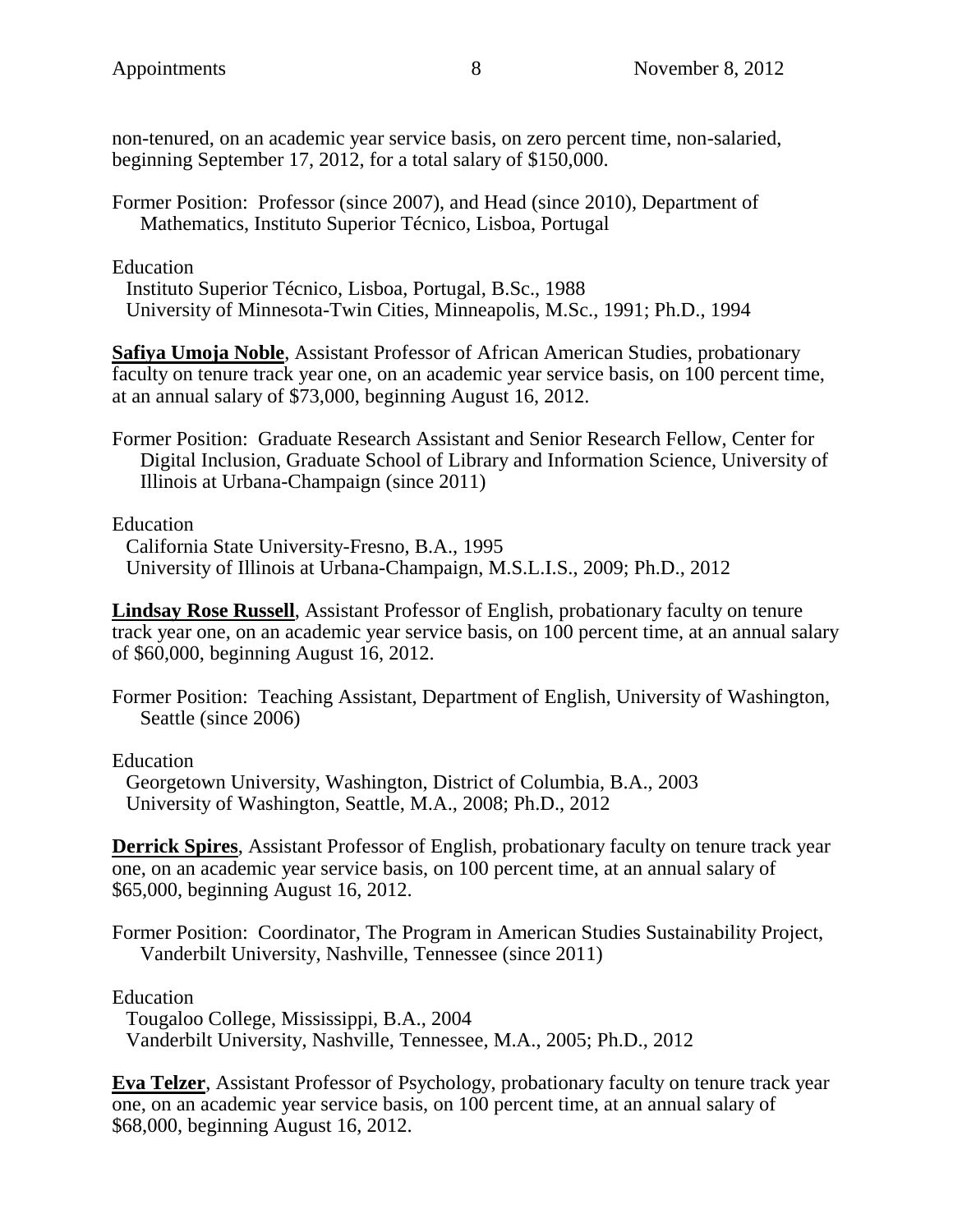non-tenured, on an academic year service basis, on zero percent time, non-salaried, beginning September 17, 2012, for a total salary of $150,000.

Former Position: Professor (since 2007), and Head (since 2010), Department of Mathematics, Instituto Superior Técnico, Lisboa, Portugal

Education
Instituto Superior Técnico, Lisboa, Portugal, B.Sc., 1988
University of Minnesota-Twin Cities, Minneapolis, M.Sc., 1991; Ph.D., 1994

**Safiya Umoja Noble**, Assistant Professor of African American Studies, probationary faculty on tenure track year one, on an academic year service basis, on 100 percent time, at an annual salary of $73,000, beginning August 16, 2012.

Former Position: Graduate Research Assistant and Senior Research Fellow, Center for Digital Inclusion, Graduate School of Library and Information Science, University of Illinois at Urbana-Champaign (since 2011)

Education
California State University-Fresno, B.A., 1995
University of Illinois at Urbana-Champaign, M.S.L.I.S., 2009; Ph.D., 2012

**Lindsay Rose Russell**, Assistant Professor of English, probationary faculty on tenure track year one, on an academic year service basis, on 100 percent time, at an annual salary of $60,000, beginning August 16, 2012.

Former Position: Teaching Assistant, Department of English, University of Washington, Seattle (since 2006)

Education
Georgetown University, Washington, District of Columbia, B.A., 2003
University of Washington, Seattle, M.A., 2008; Ph.D., 2012

**Derrick Spires**, Assistant Professor of English, probationary faculty on tenure track year one, on an academic year service basis, on 100 percent time, at an annual salary of $65,000, beginning August 16, 2012.

Former Position: Coordinator, The Program in American Studies Sustainability Project, Vanderbilt University, Nashville, Tennessee (since 2011)

Education
Tougaloo College, Mississippi, B.A., 2004
Vanderbilt University, Nashville, Tennessee, M.A., 2005; Ph.D., 2012

**Eva Telzer**, Assistant Professor of Psychology, probationary faculty on tenure track year one, on an academic year service basis, on 100 percent time, at an annual salary of $68,000, beginning August 16, 2012.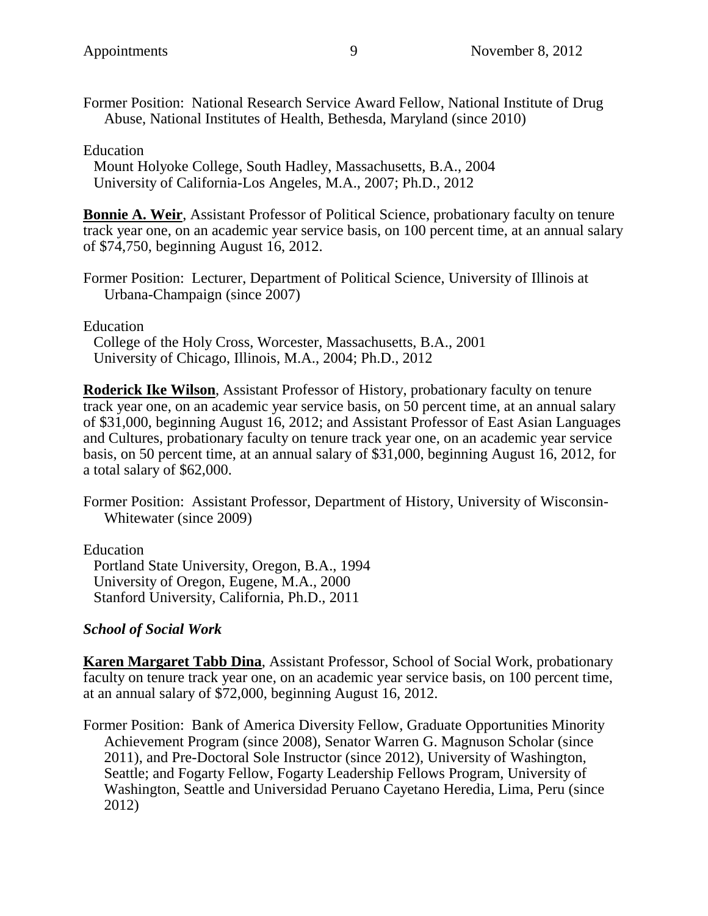Former Position: National Research Service Award Fellow, National Institute of Drug Abuse, National Institutes of Health, Bethesda, Maryland (since 2010)

Education
Mount Holyoke College, South Hadley, Massachusetts, B.A., 2004
University of California-Los Angeles, M.A., 2007; Ph.D., 2012

**Bonnie A. Weir**, Assistant Professor of Political Science, probationary faculty on tenure track year one, on an academic year service basis, on 100 percent time, at an annual salary of $74,750, beginning August 16, 2012.

Former Position: Lecturer, Department of Political Science, University of Illinois at Urbana-Champaign (since 2007)

Education
College of the Holy Cross, Worcester, Massachusetts, B.A., 2001
University of Chicago, Illinois, M.A., 2004; Ph.D., 2012

**Roderick Ike Wilson**, Assistant Professor of History, probationary faculty on tenure track year one, on an academic year service basis, on 50 percent time, at an annual salary of $31,000, beginning August 16, 2012; and Assistant Professor of East Asian Languages and Cultures, probationary faculty on tenure track year one, on an academic year service basis, on 50 percent time, at an annual salary of $31,000, beginning August 16, 2012, for a total salary of $62,000.

Former Position: Assistant Professor, Department of History, University of Wisconsin-Whitewater (since 2009)

Education
Portland State University, Oregon, B.A., 1994
University of Oregon, Eugene, M.A., 2000
Stanford University, California, Ph.D., 2011

***School of Social Work***

**Karen Margaret Tabb Dina**, Assistant Professor, School of Social Work, probationary faculty on tenure track year one, on an academic year service basis, on 100 percent time, at an annual salary of $72,000, beginning August 16, 2012.

Former Position: Bank of America Diversity Fellow, Graduate Opportunities Minority Achievement Program (since 2008), Senator Warren G. Magnuson Scholar (since 2011), and Pre-Doctoral Sole Instructor (since 2012), University of Washington, Seattle; and Fogarty Fellow, Fogarty Leadership Fellows Program, University of Washington, Seattle and Universidad Peruano Cayetano Heredia, Lima, Peru (since 2012)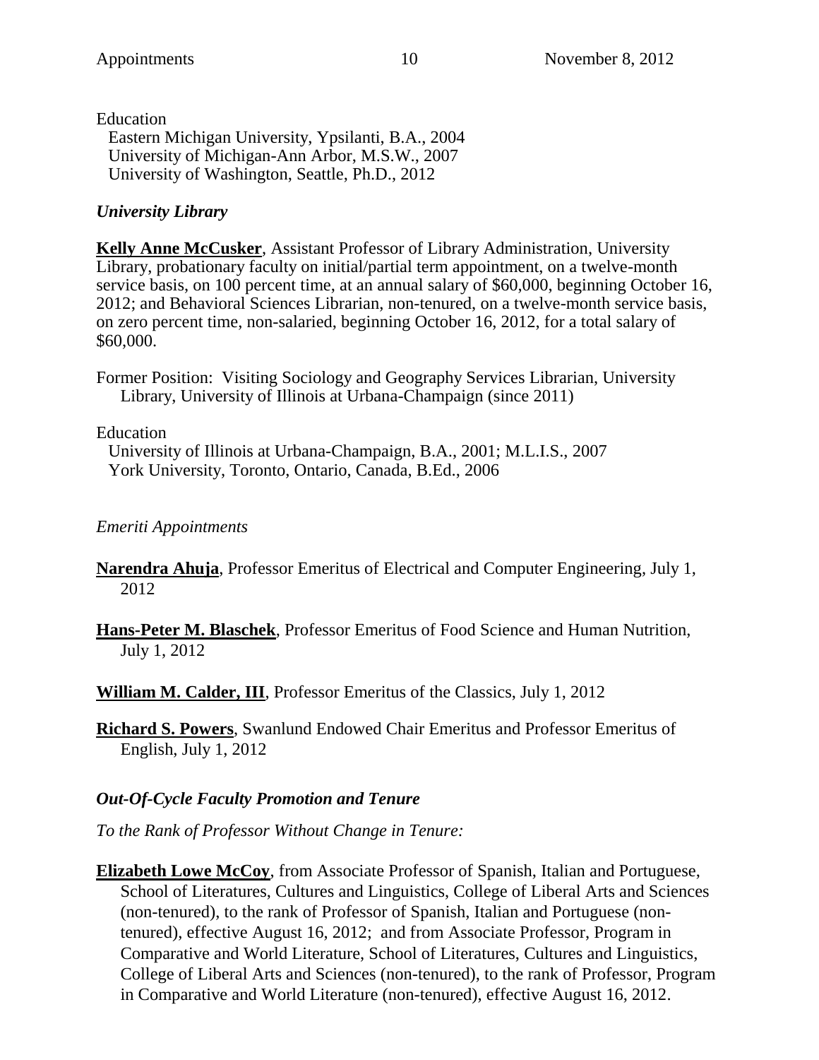Education
Eastern Michigan University, Ypsilanti, B.A., 2004
University of Michigan-Ann Arbor, M.S.W., 2007
University of Washington, Seattle, Ph.D., 2012

### *University Library*

**Kelly Anne McCusker**, Assistant Professor of Library Administration, University Library, probationary faculty on initial/partial term appointment, on a twelve-month service basis, on 100 percent time, at an annual salary of $60,000, beginning October 16, 2012; and Behavioral Sciences Librarian, non-tenured, on a twelve-month service basis, on zero percent time, non-salaried, beginning October 16, 2012, for a total salary of $60,000.

Former Position: Visiting Sociology and Geography Services Librarian, University Library, University of Illinois at Urbana-Champaign (since 2011)

Education
University of Illinois at Urbana-Champaign, B.A., 2001; M.L.I.S., 2007
York University, Toronto, Ontario, Canada, B.Ed., 2006

*Emeriti Appointments*

**Narendra Ahuja**, Professor Emeritus of Electrical and Computer Engineering, July 1, 2012

**Hans-Peter M. Blaschek**, Professor Emeritus of Food Science and Human Nutrition, July 1, 2012

**William M. Calder, III**, Professor Emeritus of the Classics, July 1, 2012

**Richard S. Powers**, Swanlund Endowed Chair Emeritus and Professor Emeritus of English, July 1, 2012

### *Out-Of-Cycle Faculty Promotion and Tenure*

*To the Rank of Professor Without Change in Tenure:*

**Elizabeth Lowe McCoy**, from Associate Professor of Spanish, Italian and Portuguese, School of Literatures, Cultures and Linguistics, College of Liberal Arts and Sciences (non-tenured), to the rank of Professor of Spanish, Italian and Portuguese (non-tenured), effective August 16, 2012; and from Associate Professor, Program in Comparative and World Literature, School of Literatures, Cultures and Linguistics, College of Liberal Arts and Sciences (non-tenured), to the rank of Professor, Program in Comparative and World Literature (non-tenured), effective August 16, 2012.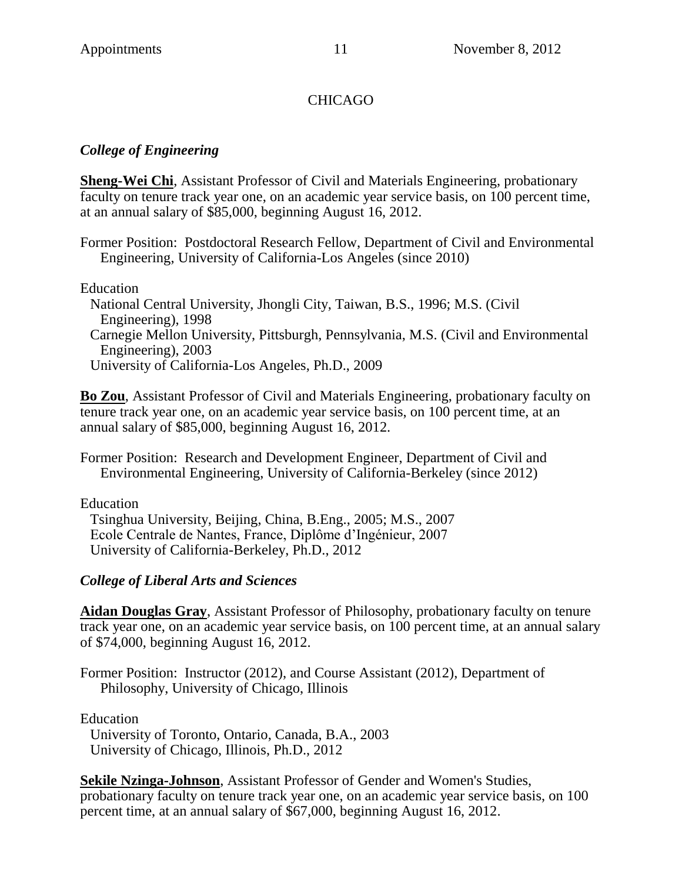## CHICAGO

### *College of Engineering*

**Sheng-Wei Chi**, Assistant Professor of Civil and Materials Engineering, probationary faculty on tenure track year one, on an academic year service basis, on 100 percent time, at an annual salary of $85,000, beginning August 16, 2012.

Former Position: Postdoctoral Research Fellow, Department of Civil and Environmental Engineering, University of California-Los Angeles (since 2010)

Education
- National Central University, Jhongli City, Taiwan, B.S., 1996; M.S. (Civil Engineering), 1998
- Carnegie Mellon University, Pittsburgh, Pennsylvania, M.S. (Civil and Environmental Engineering), 2003
- University of California-Los Angeles, Ph.D., 2009

**Bo Zou**, Assistant Professor of Civil and Materials Engineering, probationary faculty on tenure track year one, on an academic year service basis, on 100 percent time, at an annual salary of $85,000, beginning August 16, 2012.

Former Position: Research and Development Engineer, Department of Civil and Environmental Engineering, University of California-Berkeley (since 2012)

Education
- Tsinghua University, Beijing, China, B.Eng., 2005; M.S., 2007
- Ecole Centrale de Nantes, France, Diplôme d'Ingénieur, 2007
- University of California-Berkeley, Ph.D., 2012

### *College of Liberal Arts and Sciences*

**Aidan Douglas Gray**, Assistant Professor of Philosophy, probationary faculty on tenure track year one, on an academic year service basis, on 100 percent time, at an annual salary of $74,000, beginning August 16, 2012.

Former Position: Instructor (2012), and Course Assistant (2012), Department of Philosophy, University of Chicago, Illinois

Education
- University of Toronto, Ontario, Canada, B.A., 2003
- University of Chicago, Illinois, Ph.D., 2012

**Sekile Nzinga-Johnson**, Assistant Professor of Gender and Women's Studies, probationary faculty on tenure track year one, on an academic year service basis, on 100 percent time, at an annual salary of $67,000, beginning August 16, 2012.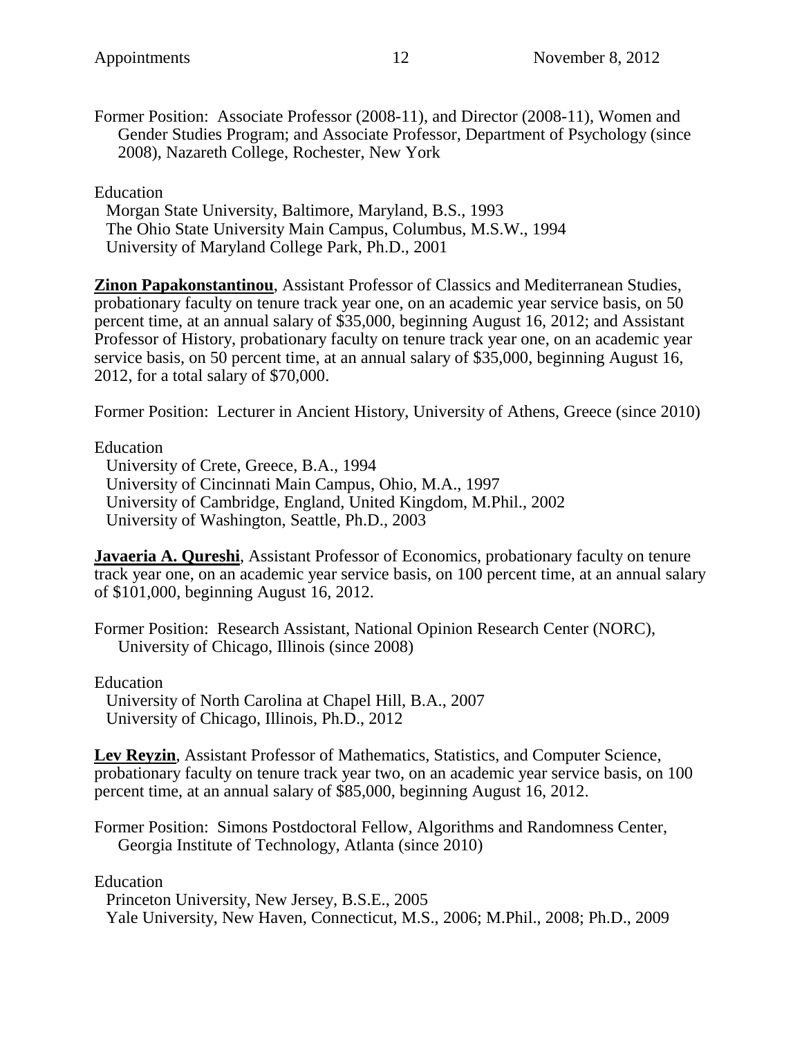Former Position: Associate Professor (2008-11), and Director (2008-11), Women and Gender Studies Program; and Associate Professor, Department of Psychology (since 2008), Nazareth College, Rochester, New York

Education
Morgan State University, Baltimore, Maryland, B.S., 1993
The Ohio State University Main Campus, Columbus, M.S.W., 1994
University of Maryland College Park, Ph.D., 2001

**Zinon Papakonstantinou**, Assistant Professor of Classics and Mediterranean Studies, probationary faculty on tenure track year one, on an academic year service basis, on 50 percent time, at an annual salary of $35,000, beginning August 16, 2012; and Assistant Professor of History, probationary faculty on tenure track year one, on an academic year service basis, on 50 percent time, at an annual salary of $35,000, beginning August 16, 2012, for a total salary of $70,000.

Former Position: Lecturer in Ancient History, University of Athens, Greece (since 2010)

Education
University of Crete, Greece, B.A., 1994
University of Cincinnati Main Campus, Ohio, M.A., 1997
University of Cambridge, England, United Kingdom, M.Phil., 2002
University of Washington, Seattle, Ph.D., 2003

**Javaeria A. Qureshi**, Assistant Professor of Economics, probationary faculty on tenure track year one, on an academic year service basis, on 100 percent time, at an annual salary of $101,000, beginning August 16, 2012.

Former Position: Research Assistant, National Opinion Research Center (NORC), University of Chicago, Illinois (since 2008)

Education
University of North Carolina at Chapel Hill, B.A., 2007
University of Chicago, Illinois, Ph.D., 2012

**Lev Reyzin**, Assistant Professor of Mathematics, Statistics, and Computer Science, probationary faculty on tenure track year two, on an academic year service basis, on 100 percent time, at an annual salary of $85,000, beginning August 16, 2012.

Former Position: Simons Postdoctoral Fellow, Algorithms and Randomness Center, Georgia Institute of Technology, Atlanta (since 2010)

Education
Princeton University, New Jersey, B.S.E., 2005
Yale University, New Haven, Connecticut, M.S., 2006; M.Phil., 2008; Ph.D., 2009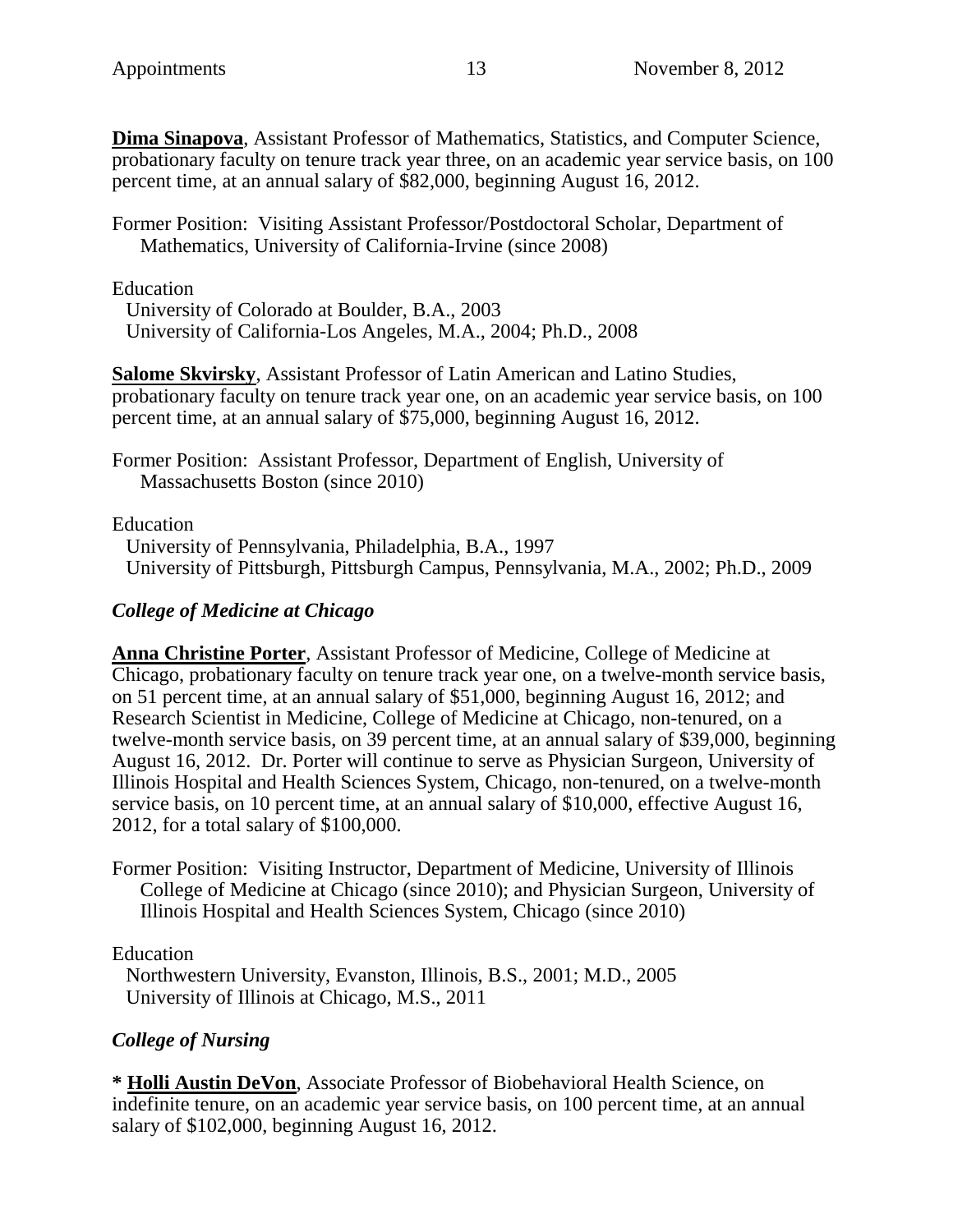**Dima Sinapova**, Assistant Professor of Mathematics, Statistics, and Computer Science, probationary faculty on tenure track year three, on an academic year service basis, on 100 percent time, at an annual salary of $82,000, beginning August 16, 2012.

Former Position: Visiting Assistant Professor/Postdoctoral Scholar, Department of Mathematics, University of California-Irvine (since 2008)

Education
University of Colorado at Boulder, B.A., 2003
University of California-Los Angeles, M.A., 2004; Ph.D., 2008

**Salome Skvirsky**, Assistant Professor of Latin American and Latino Studies, probationary faculty on tenure track year one, on an academic year service basis, on 100 percent time, at an annual salary of $75,000, beginning August 16, 2012.

Former Position: Assistant Professor, Department of English, University of Massachusetts Boston (since 2010)

Education
University of Pennsylvania, Philadelphia, B.A., 1997
University of Pittsburgh, Pittsburgh Campus, Pennsylvania, M.A., 2002; Ph.D., 2009

### *College of Medicine at Chicago*

**Anna Christine Porter**, Assistant Professor of Medicine, College of Medicine at Chicago, probationary faculty on tenure track year one, on a twelve-month service basis, on 51 percent time, at an annual salary of $51,000, beginning August 16, 2012; and Research Scientist in Medicine, College of Medicine at Chicago, non-tenured, on a twelve-month service basis, on 39 percent time, at an annual salary of $39,000, beginning August 16, 2012. Dr. Porter will continue to serve as Physician Surgeon, University of Illinois Hospital and Health Sciences System, Chicago, non-tenured, on a twelve-month service basis, on 10 percent time, at an annual salary of $10,000, effective August 16, 2012, for a total salary of $100,000.

Former Position: Visiting Instructor, Department of Medicine, University of Illinois College of Medicine at Chicago (since 2010); and Physician Surgeon, University of Illinois Hospital and Health Sciences System, Chicago (since 2010)

Education
Northwestern University, Evanston, Illinois, B.S., 2001; M.D., 2005
University of Illinois at Chicago, M.S., 2011

### *College of Nursing*

* **Holli Austin DeVon**, Associate Professor of Biobehavioral Health Science, on indefinite tenure, on an academic year service basis, on 100 percent time, at an annual salary of $102,000, beginning August 16, 2012.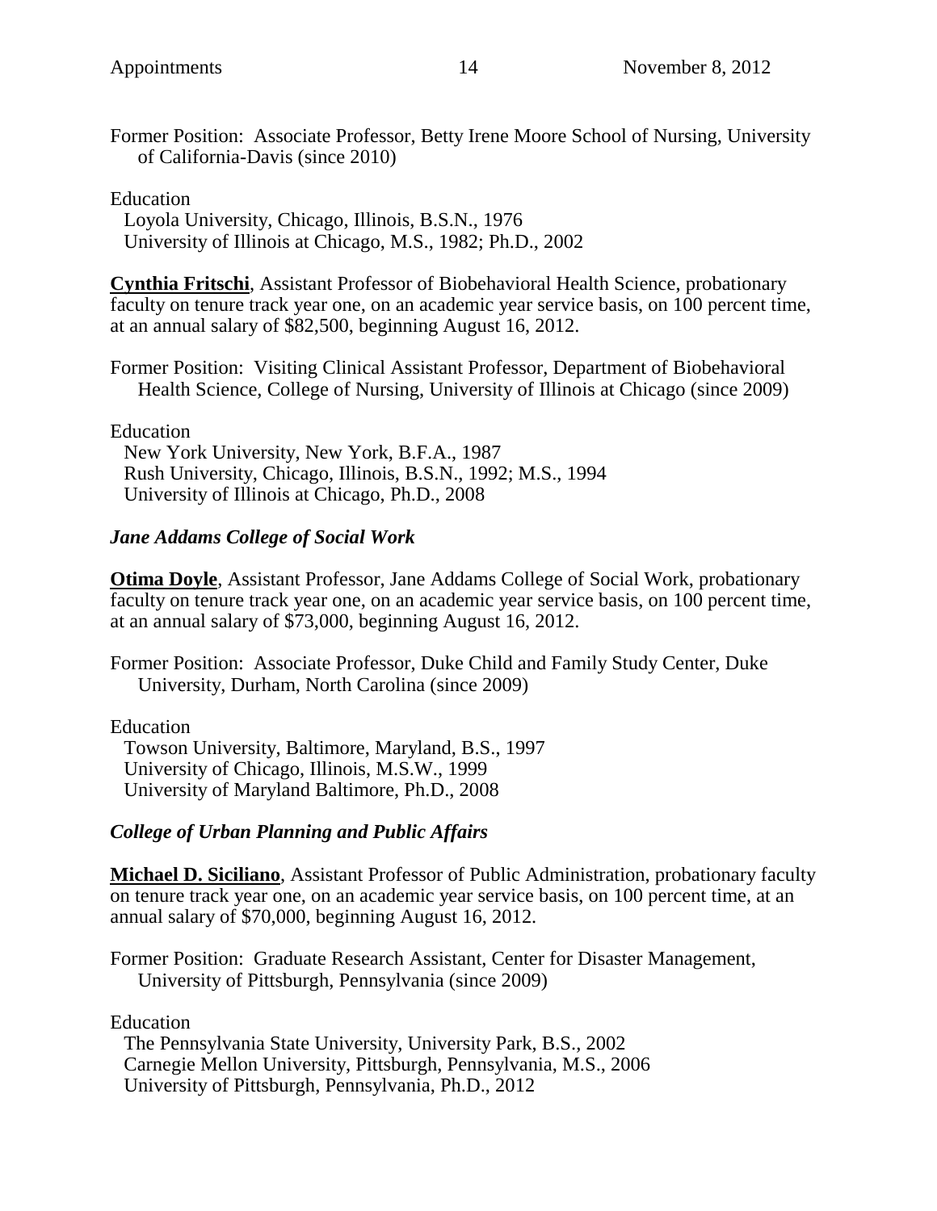Former Position: Associate Professor, Betty Irene Moore School of Nursing, University of California-Davis (since 2010)

Education
Loyola University, Chicago, Illinois, B.S.N., 1976
University of Illinois at Chicago, M.S., 1982; Ph.D., 2002

**Cynthia Fritschi**, Assistant Professor of Biobehavioral Health Science, probationary faculty on tenure track year one, on an academic year service basis, on 100 percent time, at an annual salary of $82,500, beginning August 16, 2012.

Former Position: Visiting Clinical Assistant Professor, Department of Biobehavioral Health Science, College of Nursing, University of Illinois at Chicago (since 2009)

Education
New York University, New York, B.F.A., 1987
Rush University, Chicago, Illinois, B.S.N., 1992; M.S., 1994
University of Illinois at Chicago, Ph.D., 2008

### *Jane Addams College of Social Work*

**Otima Doyle**, Assistant Professor, Jane Addams College of Social Work, probationary faculty on tenure track year one, on an academic year service basis, on 100 percent time, at an annual salary of $73,000, beginning August 16, 2012.

Former Position: Associate Professor, Duke Child and Family Study Center, Duke University, Durham, North Carolina (since 2009)

Education
Towson University, Baltimore, Maryland, B.S., 1997
University of Chicago, Illinois, M.S.W., 1999
University of Maryland Baltimore, Ph.D., 2008

### *College of Urban Planning and Public Affairs*

**Michael D. Siciliano**, Assistant Professor of Public Administration, probationary faculty on tenure track year one, on an academic year service basis, on 100 percent time, at an annual salary of $70,000, beginning August 16, 2012.

Former Position: Graduate Research Assistant, Center for Disaster Management, University of Pittsburgh, Pennsylvania (since 2009)

Education
The Pennsylvania State University, University Park, B.S., 2002
Carnegie Mellon University, Pittsburgh, Pennsylvania, M.S., 2006
University of Pittsburgh, Pennsylvania, Ph.D., 2012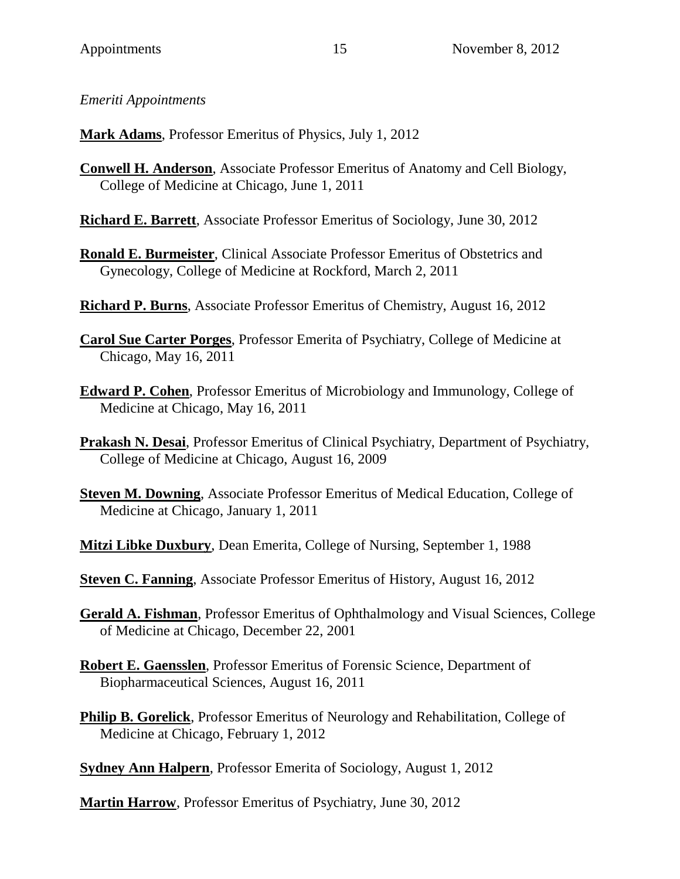*Emeriti Appointments*

**Mark Adams**, Professor Emeritus of Physics, July 1, 2012

**Conwell H. Anderson**, Associate Professor Emeritus of Anatomy and Cell Biology, College of Medicine at Chicago, June 1, 2011

**Richard E. Barrett**, Associate Professor Emeritus of Sociology, June 30, 2012

**Ronald E. Burmeister**, Clinical Associate Professor Emeritus of Obstetrics and Gynecology, College of Medicine at Rockford, March 2, 2011

**Richard P. Burns**, Associate Professor Emeritus of Chemistry, August 16, 2012

**Carol Sue Carter Porges**, Professor Emerita of Psychiatry, College of Medicine at Chicago, May 16, 2011

**Edward P. Cohen**, Professor Emeritus of Microbiology and Immunology, College of Medicine at Chicago, May 16, 2011

**Prakash N. Desai**, Professor Emeritus of Clinical Psychiatry, Department of Psychiatry, College of Medicine at Chicago, August 16, 2009

**Steven M. Downing**, Associate Professor Emeritus of Medical Education, College of Medicine at Chicago, January 1, 2011

**Mitzi Libke Duxbury**, Dean Emerita, College of Nursing, September 1, 1988

**Steven C. Fanning**, Associate Professor Emeritus of History, August 16, 2012

**Gerald A. Fishman**, Professor Emeritus of Ophthalmology and Visual Sciences, College of Medicine at Chicago, December 22, 2001

**Robert E. Gaensslen**, Professor Emeritus of Forensic Science, Department of Biopharmaceutical Sciences, August 16, 2011

**Philip B. Gorelick**, Professor Emeritus of Neurology and Rehabilitation, College of Medicine at Chicago, February 1, 2012

**Sydney Ann Halpern**, Professor Emerita of Sociology, August 1, 2012

**Martin Harrow**, Professor Emeritus of Psychiatry, June 30, 2012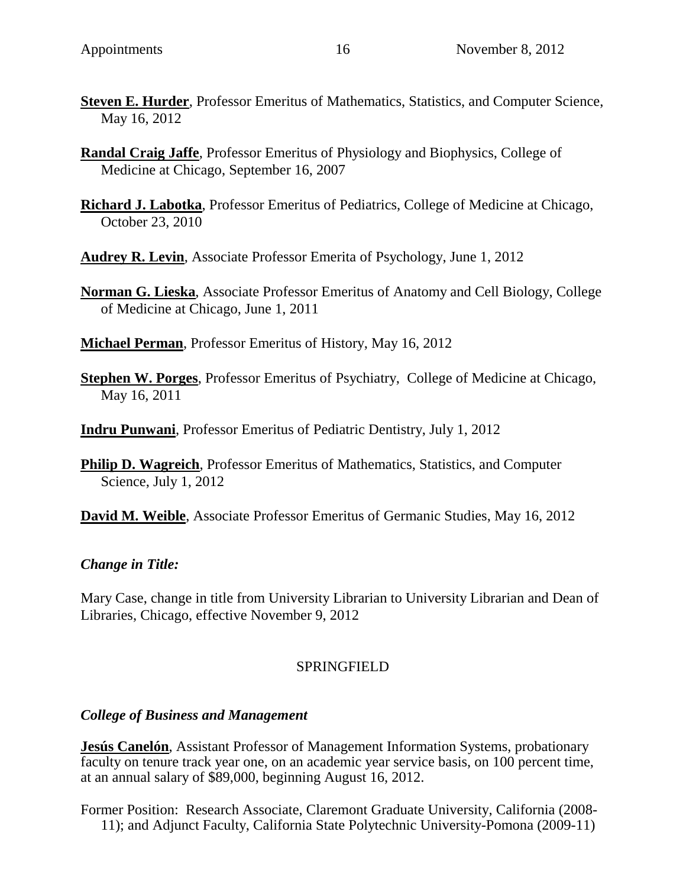**Steven E. Hurder**, Professor Emeritus of Mathematics, Statistics, and Computer Science, May 16, 2012

**Randal Craig Jaffe**, Professor Emeritus of Physiology and Biophysics, College of Medicine at Chicago, September 16, 2007

**Richard J. Labotka**, Professor Emeritus of Pediatrics, College of Medicine at Chicago, October 23, 2010

**Audrey R. Levin**, Associate Professor Emerita of Psychology, June 1, 2012

**Norman G. Lieska**, Associate Professor Emeritus of Anatomy and Cell Biology, College of Medicine at Chicago, June 1, 2011

**Michael Perman**, Professor Emeritus of History, May 16, 2012

**Stephen W. Porges**, Professor Emeritus of Psychiatry, College of Medicine at Chicago, May 16, 2011

**Indru Punwani**, Professor Emeritus of Pediatric Dentistry, July 1, 2012

**Philip D. Wagreich**, Professor Emeritus of Mathematics, Statistics, and Computer Science, July 1, 2012

**David M. Weible**, Associate Professor Emeritus of Germanic Studies, May 16, 2012

***Change in Title:***

Mary Case, change in title from University Librarian to University Librarian and Dean of Libraries, Chicago, effective November 9, 2012

SPRINGFIELD

***College of Business and Management***

**Jesús Canelón**, Assistant Professor of Management Information Systems, probationary faculty on tenure track year one, on an academic year service basis, on 100 percent time, at an annual salary of $89,000, beginning August 16, 2012.

Former Position: Research Associate, Claremont Graduate University, California (2008-11); and Adjunct Faculty, California State Polytechnic University-Pomona (2009-11)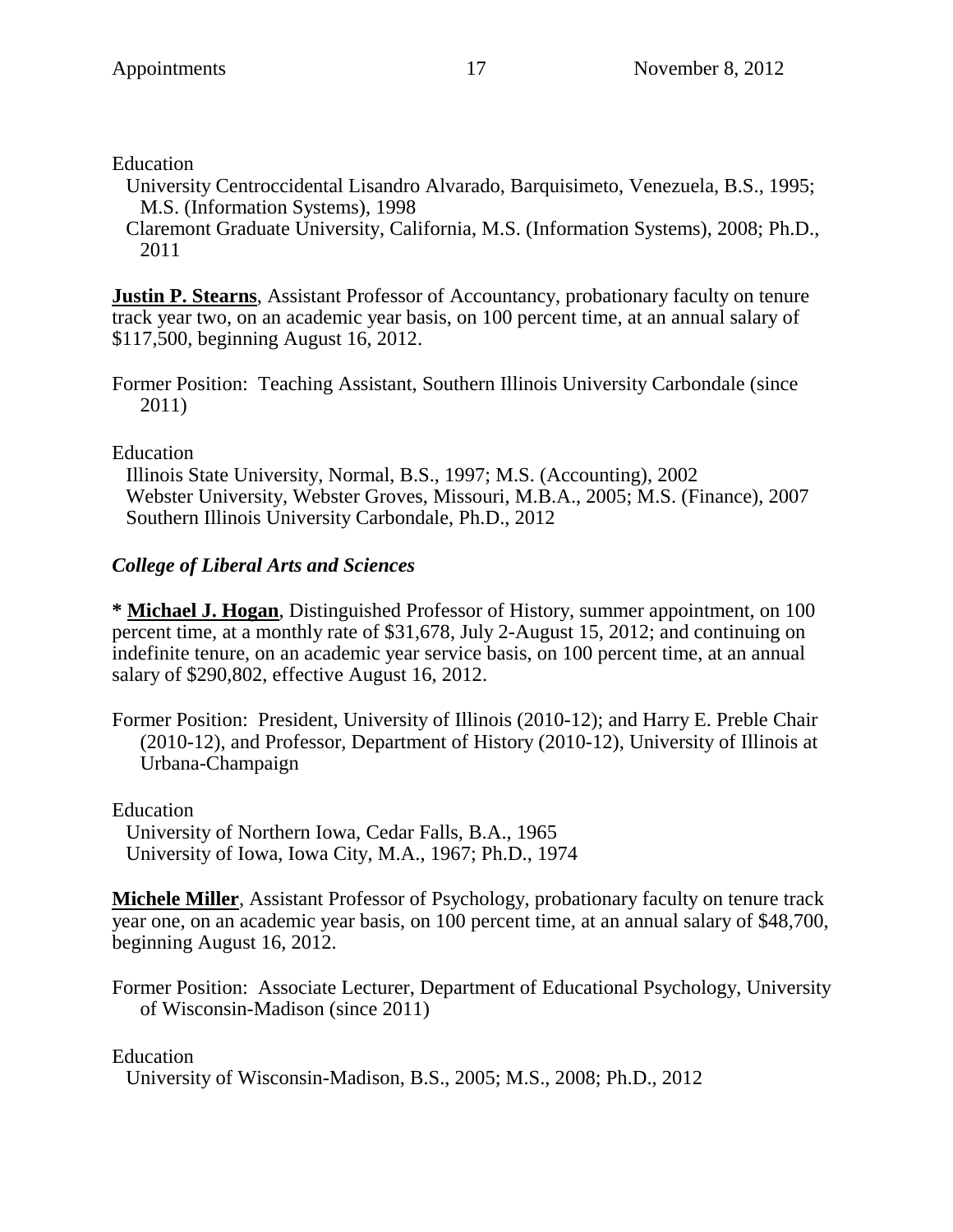Education

University Centroccidental Lisandro Alvarado, Barquisimeto, Venezuela, B.S., 1995; M.S. (Information Systems), 1998

Claremont Graduate University, California, M.S. (Information Systems), 2008; Ph.D., 2011

**Justin P. Stearns**, Assistant Professor of Accountancy, probationary faculty on tenure track year two, on an academic year basis, on 100 percent time, at an annual salary of $117,500, beginning August 16, 2012.

Former Position: Teaching Assistant, Southern Illinois University Carbondale (since 2011)

Education

Illinois State University, Normal, B.S., 1997; M.S. (Accounting), 2002

Webster University, Webster Groves, Missouri, M.B.A., 2005; M.S. (Finance), 2007

Southern Illinois University Carbondale, Ph.D., 2012

***College of Liberal Arts and Sciences***

**\* Michael J. Hogan**, Distinguished Professor of History, summer appointment, on 100 percent time, at a monthly rate of $31,678, July 2-August 15, 2012; and continuing on indefinite tenure, on an academic year service basis, on 100 percent time, at an annual salary of $290,802, effective August 16, 2012.

Former Position: President, University of Illinois (2010-12); and Harry E. Preble Chair (2010-12), and Professor, Department of History (2010-12), University of Illinois at Urbana-Champaign

Education

University of Northern Iowa, Cedar Falls, B.A., 1965

University of Iowa, Iowa City, M.A., 1967; Ph.D., 1974

**Michele Miller**, Assistant Professor of Psychology, probationary faculty on tenure track year one, on an academic year basis, on 100 percent time, at an annual salary of $48,700, beginning August 16, 2012.

Former Position: Associate Lecturer, Department of Educational Psychology, University of Wisconsin-Madison (since 2011)

Education

University of Wisconsin-Madison, B.S., 2005; M.S., 2008; Ph.D., 2012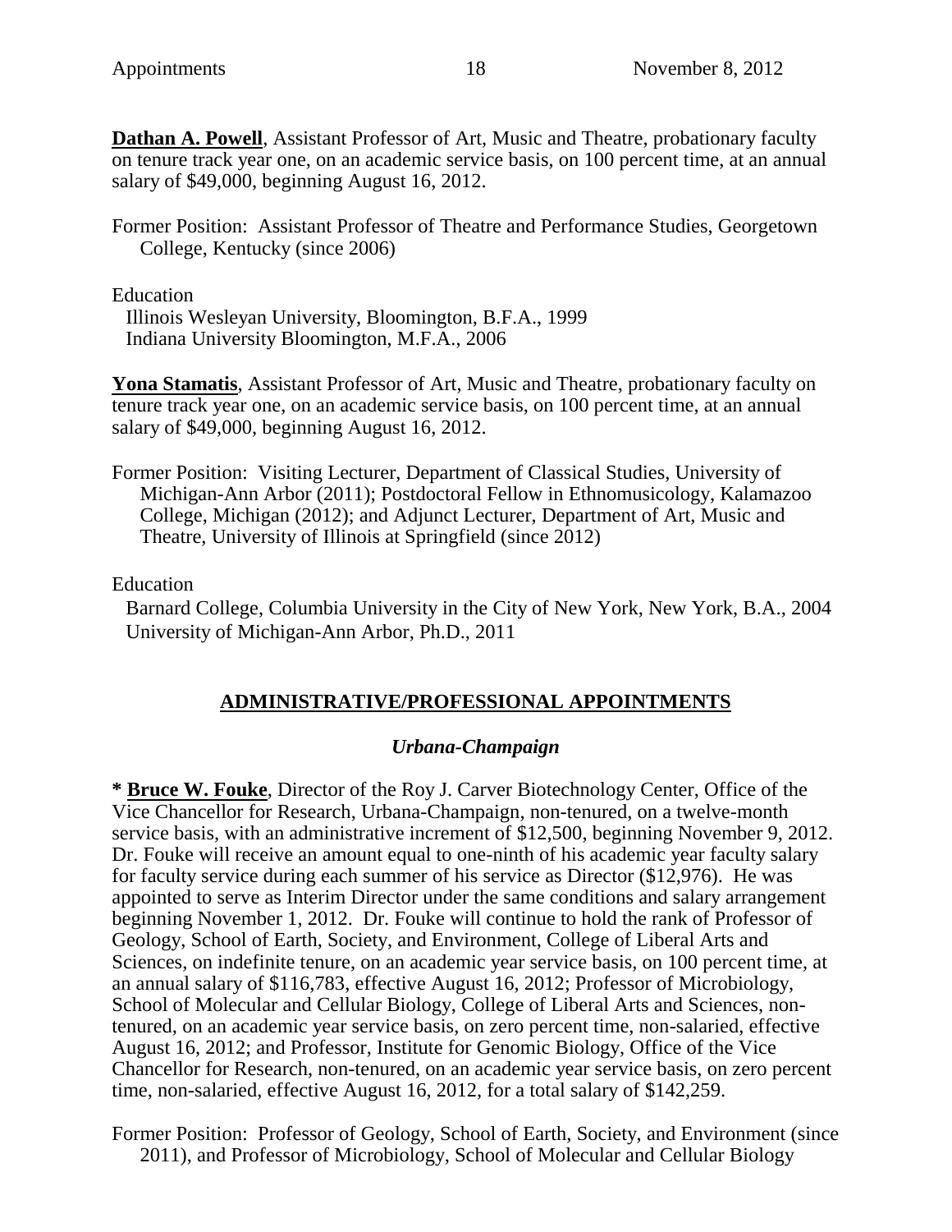**Dathan A. Powell**, Assistant Professor of Art, Music and Theatre, probationary faculty on tenure track year one, on an academic service basis, on 100 percent time, at an annual salary of $49,000, beginning August 16, 2012.

Former Position: Assistant Professor of Theatre and Performance Studies, Georgetown College, Kentucky (since 2006)

Education
Illinois Wesleyan University, Bloomington, B.F.A., 1999
Indiana University Bloomington, M.F.A., 2006

**Yona Stamatis**, Assistant Professor of Art, Music and Theatre, probationary faculty on tenure track year one, on an academic service basis, on 100 percent time, at an annual salary of $49,000, beginning August 16, 2012.

Former Position: Visiting Lecturer, Department of Classical Studies, University of Michigan-Ann Arbor (2011); Postdoctoral Fellow in Ethnomusicology, Kalamazoo College, Michigan (2012); and Adjunct Lecturer, Department of Art, Music and Theatre, University of Illinois at Springfield (since 2012)

Education
Barnard College, Columbia University in the City of New York, New York, B.A., 2004
University of Michigan-Ann Arbor, Ph.D., 2011

## ADMINISTRATIVE/PROFESSIONAL APPOINTMENTS

### *Urbana-Champaign*

* **Bruce W. Fouke**, Director of the Roy J. Carver Biotechnology Center, Office of the Vice Chancellor for Research, Urbana-Champaign, non-tenured, on a twelve-month service basis, with an administrative increment of $12,500, beginning November 9, 2012. Dr. Fouke will receive an amount equal to one-ninth of his academic year faculty salary for faculty service during each summer of his service as Director ($12,976). He was appointed to serve as Interim Director under the same conditions and salary arrangement beginning November 1, 2012. Dr. Fouke will continue to hold the rank of Professor of Geology, School of Earth, Society, and Environment, College of Liberal Arts and Sciences, on indefinite tenure, on an academic year service basis, on 100 percent time, at an annual salary of $116,783, effective August 16, 2012; Professor of Microbiology, School of Molecular and Cellular Biology, College of Liberal Arts and Sciences, non-tenured, on an academic year service basis, on zero percent time, non-salaried, effective August 16, 2012; and Professor, Institute for Genomic Biology, Office of the Vice Chancellor for Research, non-tenured, on an academic year service basis, on zero percent time, non-salaried, effective August 16, 2012, for a total salary of $142,259.

Former Position: Professor of Geology, School of Earth, Society, and Environment (since 2011), and Professor of Microbiology, School of Molecular and Cellular Biology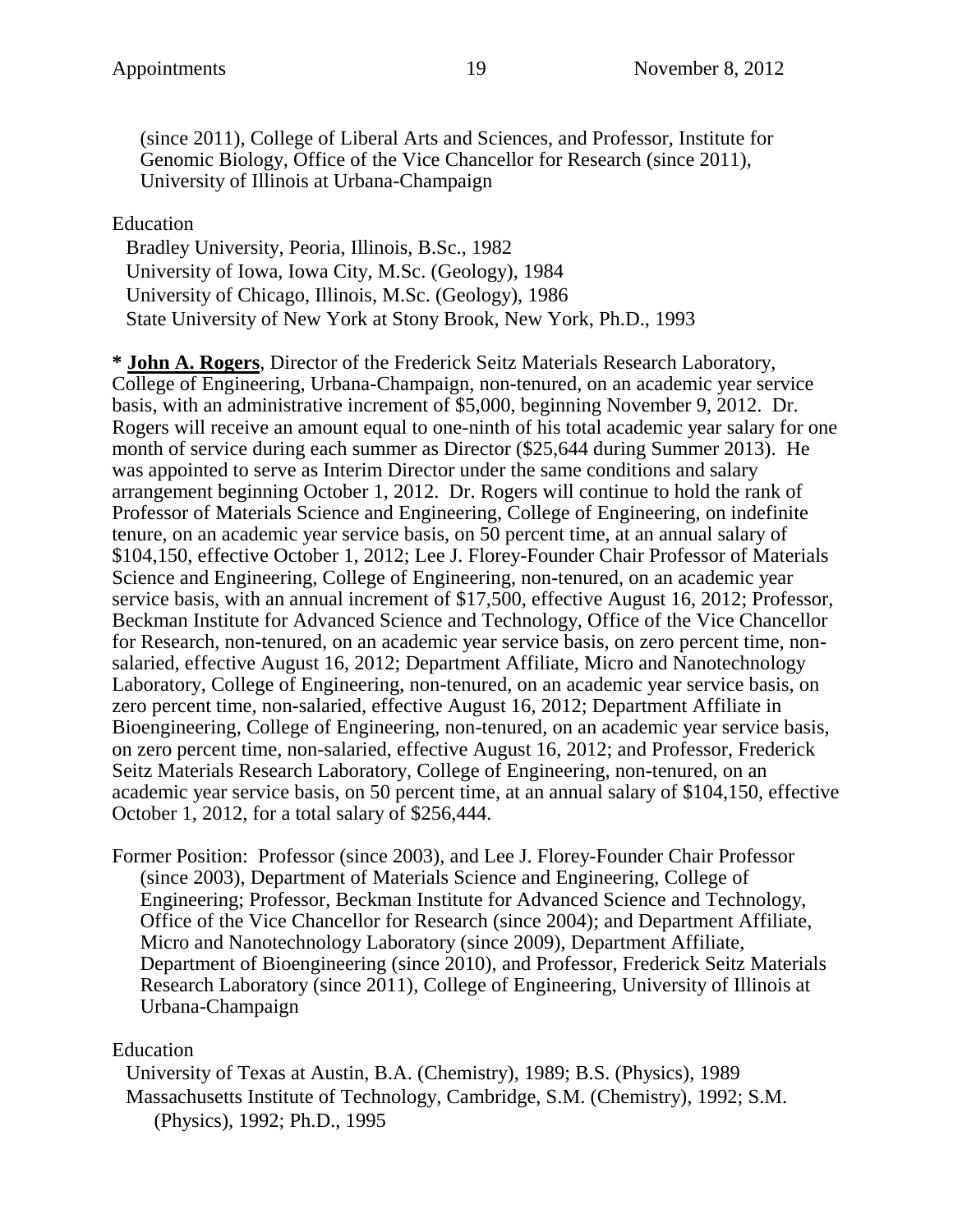(since 2011), College of Liberal Arts and Sciences, and Professor, Institute for Genomic Biology, Office of the Vice Chancellor for Research (since 2011), University of Illinois at Urbana-Champaign

Education
Bradley University, Peoria, Illinois, B.Sc., 1982
University of Iowa, Iowa City, M.Sc. (Geology), 1984
University of Chicago, Illinois, M.Sc. (Geology), 1986
State University of New York at Stony Brook, New York, Ph.D., 1993

* **John A. Rogers**, Director of the Frederick Seitz Materials Research Laboratory, College of Engineering, Urbana-Champaign, non-tenured, on an academic year service basis, with an administrative increment of $5,000, beginning November 9, 2012. Dr. Rogers will receive an amount equal to one-ninth of his total academic year salary for one month of service during each summer as Director ($25,644 during Summer 2013). He was appointed to serve as Interim Director under the same conditions and salary arrangement beginning October 1, 2012. Dr. Rogers will continue to hold the rank of Professor of Materials Science and Engineering, College of Engineering, on indefinite tenure, on an academic year service basis, on 50 percent time, at an annual salary of $104,150, effective October 1, 2012; Lee J. Florey-Founder Chair Professor of Materials Science and Engineering, College of Engineering, non-tenured, on an academic year service basis, with an annual increment of $17,500, effective August 16, 2012; Professor, Beckman Institute for Advanced Science and Technology, Office of the Vice Chancellor for Research, non-tenured, on an academic year service basis, on zero percent time, non-salaried, effective August 16, 2012; Department Affiliate, Micro and Nanotechnology Laboratory, College of Engineering, non-tenured, on an academic year service basis, on zero percent time, non-salaried, effective August 16, 2012; Department Affiliate in Bioengineering, College of Engineering, non-tenured, on an academic year service basis, on zero percent time, non-salaried, effective August 16, 2012; and Professor, Frederick Seitz Materials Research Laboratory, College of Engineering, non-tenured, on an academic year service basis, on 50 percent time, at an annual salary of $104,150, effective October 1, 2012, for a total salary of $256,444.

Former Position: Professor (since 2003), and Lee J. Florey-Founder Chair Professor (since 2003), Department of Materials Science and Engineering, College of Engineering; Professor, Beckman Institute for Advanced Science and Technology, Office of the Vice Chancellor for Research (since 2004); and Department Affiliate, Micro and Nanotechnology Laboratory (since 2009), Department Affiliate, Department of Bioengineering (since 2010), and Professor, Frederick Seitz Materials Research Laboratory (since 2011), College of Engineering, University of Illinois at Urbana-Champaign

Education
University of Texas at Austin, B.A. (Chemistry), 1989; B.S. (Physics), 1989
Massachusetts Institute of Technology, Cambridge, S.M. (Chemistry), 1992; S.M. (Physics), 1992; Ph.D., 1995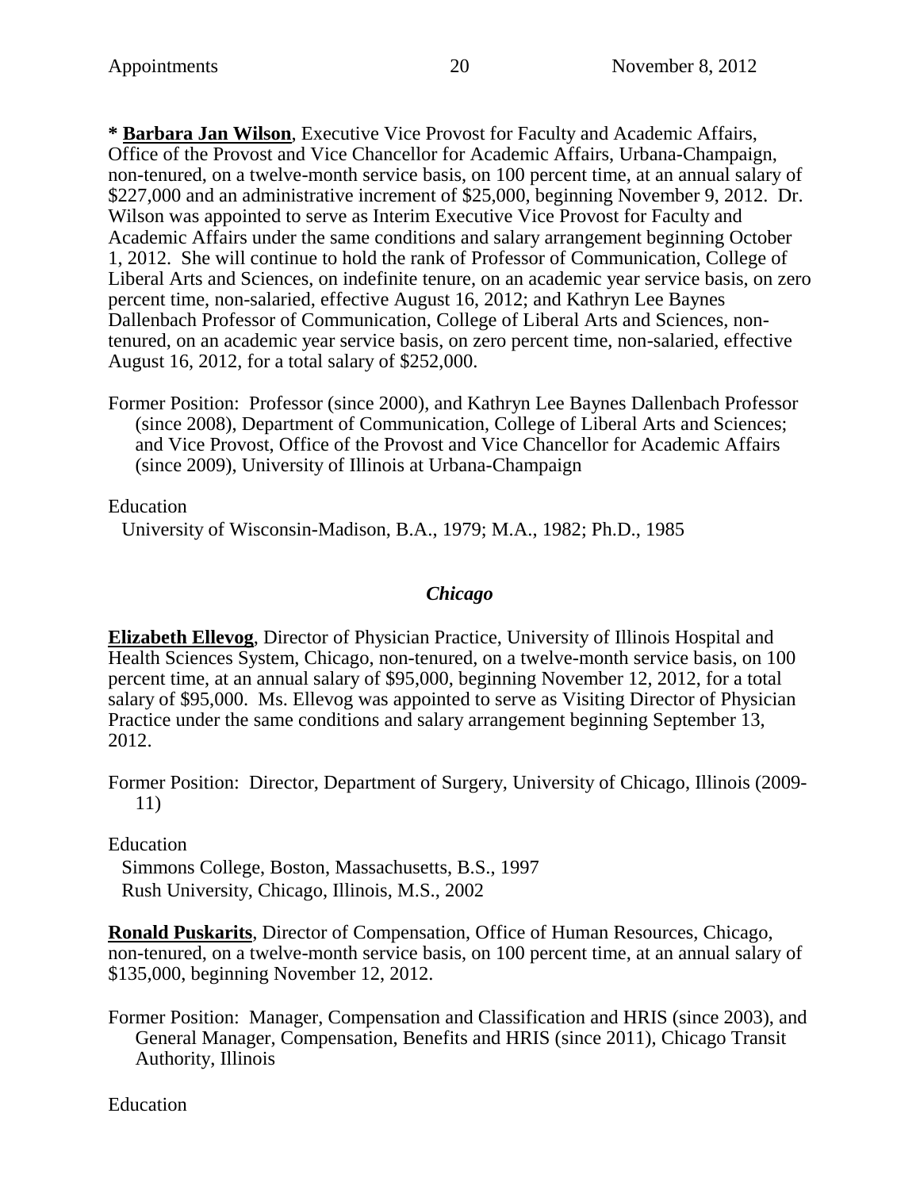**\* Barbara Jan Wilson**, Executive Vice Provost for Faculty and Academic Affairs, Office of the Provost and Vice Chancellor for Academic Affairs, Urbana-Champaign, non-tenured, on a twelve-month service basis, on 100 percent time, at an annual salary of $227,000 and an administrative increment of $25,000, beginning November 9, 2012. Dr. Wilson was appointed to serve as Interim Executive Vice Provost for Faculty and Academic Affairs under the same conditions and salary arrangement beginning October 1, 2012. She will continue to hold the rank of Professor of Communication, College of Liberal Arts and Sciences, on indefinite tenure, on an academic year service basis, on zero percent time, non-salaried, effective August 16, 2012; and Kathryn Lee Baynes Dallenbach Professor of Communication, College of Liberal Arts and Sciences, non-tenured, on an academic year service basis, on zero percent time, non-salaried, effective August 16, 2012, for a total salary of $252,000.

Former Position: Professor (since 2000), and Kathryn Lee Baynes Dallenbach Professor (since 2008), Department of Communication, College of Liberal Arts and Sciences; and Vice Provost, Office of the Provost and Vice Chancellor for Academic Affairs (since 2009), University of Illinois at Urbana-Champaign

Education
University of Wisconsin-Madison, B.A., 1979; M.A., 1982; Ph.D., 1985

### *Chicago*

**Elizabeth Ellevog**, Director of Physician Practice, University of Illinois Hospital and Health Sciences System, Chicago, non-tenured, on a twelve-month service basis, on 100 percent time, at an annual salary of $95,000, beginning November 12, 2012, for a total salary of $95,000. Ms. Ellevog was appointed to serve as Visiting Director of Physician Practice under the same conditions and salary arrangement beginning September 13, 2012.

Former Position: Director, Department of Surgery, University of Chicago, Illinois (2009-11)

Education
Simmons College, Boston, Massachusetts, B.S., 1997
Rush University, Chicago, Illinois, M.S., 2002

**Ronald Puskarits**, Director of Compensation, Office of Human Resources, Chicago, non-tenured, on a twelve-month service basis, on 100 percent time, at an annual salary of $135,000, beginning November 12, 2012.

Former Position: Manager, Compensation and Classification and HRIS (since 2003), and General Manager, Compensation, Benefits and HRIS (since 2011), Chicago Transit Authority, Illinois

Education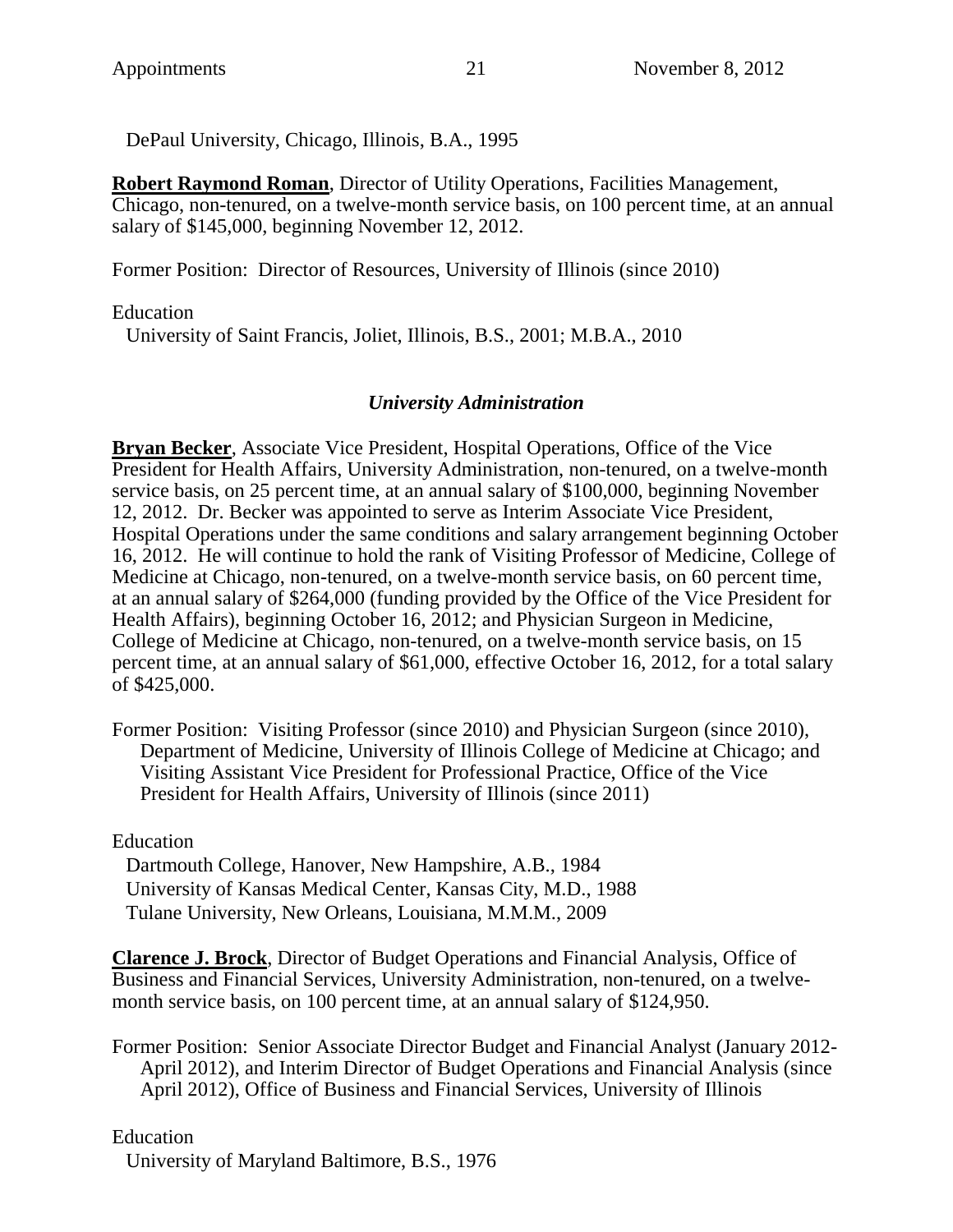DePaul University, Chicago, Illinois, B.A., 1995

**Robert Raymond Roman**, Director of Utility Operations, Facilities Management, Chicago, non-tenured, on a twelve-month service basis, on 100 percent time, at an annual salary of $145,000, beginning November 12, 2012.

Former Position: Director of Resources, University of Illinois (since 2010)

Education

University of Saint Francis, Joliet, Illinois, B.S., 2001; M.B.A., 2010

### *University Administration*

**Bryan Becker**, Associate Vice President, Hospital Operations, Office of the Vice President for Health Affairs, University Administration, non-tenured, on a twelve-month service basis, on 25 percent time, at an annual salary of $100,000, beginning November 12, 2012. Dr. Becker was appointed to serve as Interim Associate Vice President, Hospital Operations under the same conditions and salary arrangement beginning October 16, 2012. He will continue to hold the rank of Visiting Professor of Medicine, College of Medicine at Chicago, non-tenured, on a twelve-month service basis, on 60 percent time, at an annual salary of $264,000 (funding provided by the Office of the Vice President for Health Affairs), beginning October 16, 2012; and Physician Surgeon in Medicine, College of Medicine at Chicago, non-tenured, on a twelve-month service basis, on 15 percent time, at an annual salary of $61,000, effective October 16, 2012, for a total salary of $425,000.

Former Position: Visiting Professor (since 2010) and Physician Surgeon (since 2010), Department of Medicine, University of Illinois College of Medicine at Chicago; and Visiting Assistant Vice President for Professional Practice, Office of the Vice President for Health Affairs, University of Illinois (since 2011)

Education

Dartmouth College, Hanover, New Hampshire, A.B., 1984
University of Kansas Medical Center, Kansas City, M.D., 1988
Tulane University, New Orleans, Louisiana, M.M.M., 2009

**Clarence J. Brock**, Director of Budget Operations and Financial Analysis, Office of Business and Financial Services, University Administration, non-tenured, on a twelve-month service basis, on 100 percent time, at an annual salary of $124,950.

Former Position: Senior Associate Director Budget and Financial Analyst (January 2012-April 2012), and Interim Director of Budget Operations and Financial Analysis (since April 2012), Office of Business and Financial Services, University of Illinois

Education

University of Maryland Baltimore, B.S., 1976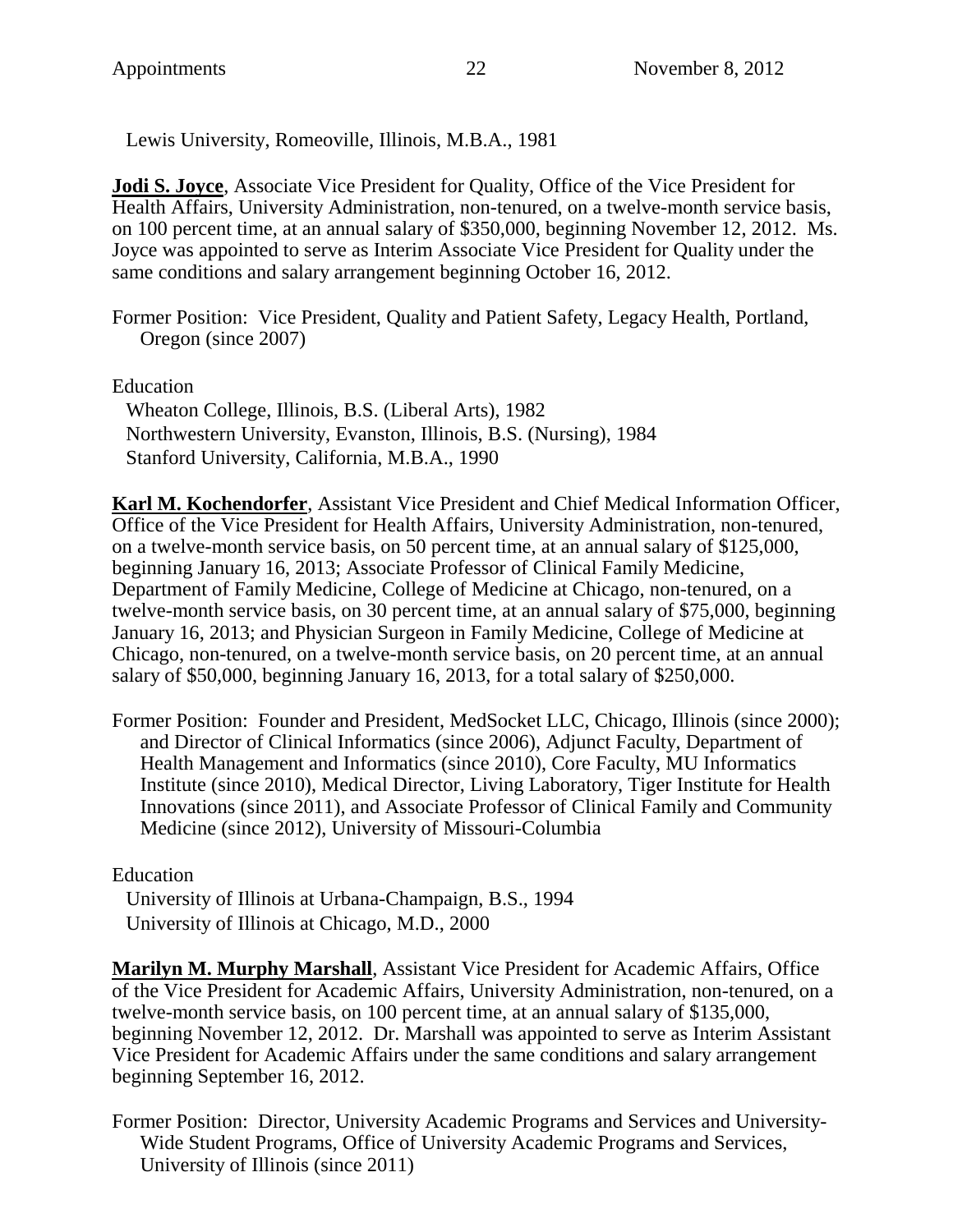Lewis University, Romeoville, Illinois, M.B.A., 1981

**Jodi S. Joyce**, Associate Vice President for Quality, Office of the Vice President for Health Affairs, University Administration, non-tenured, on a twelve-month service basis, on 100 percent time, at an annual salary of $350,000, beginning November 12, 2012. Ms. Joyce was appointed to serve as Interim Associate Vice President for Quality under the same conditions and salary arrangement beginning October 16, 2012.

Former Position: Vice President, Quality and Patient Safety, Legacy Health, Portland, Oregon (since 2007)

Education

Wheaton College, Illinois, B.S. (Liberal Arts), 1982
Northwestern University, Evanston, Illinois, B.S. (Nursing), 1984
Stanford University, California, M.B.A., 1990

**Karl M. Kochendorfer**, Assistant Vice President and Chief Medical Information Officer, Office of the Vice President for Health Affairs, University Administration, non-tenured, on a twelve-month service basis, on 50 percent time, at an annual salary of $125,000, beginning January 16, 2013; Associate Professor of Clinical Family Medicine, Department of Family Medicine, College of Medicine at Chicago, non-tenured, on a twelve-month service basis, on 30 percent time, at an annual salary of $75,000, beginning January 16, 2013; and Physician Surgeon in Family Medicine, College of Medicine at Chicago, non-tenured, on a twelve-month service basis, on 20 percent time, at an annual salary of $50,000, beginning January 16, 2013, for a total salary of $250,000.

Former Position: Founder and President, MedSocket LLC, Chicago, Illinois (since 2000); and Director of Clinical Informatics (since 2006), Adjunct Faculty, Department of Health Management and Informatics (since 2010), Core Faculty, MU Informatics Institute (since 2010), Medical Director, Living Laboratory, Tiger Institute for Health Innovations (since 2011), and Associate Professor of Clinical Family and Community Medicine (since 2012), University of Missouri-Columbia

Education

University of Illinois at Urbana-Champaign, B.S., 1994
University of Illinois at Chicago, M.D., 2000

**Marilyn M. Murphy Marshall**, Assistant Vice President for Academic Affairs, Office of the Vice President for Academic Affairs, University Administration, non-tenured, on a twelve-month service basis, on 100 percent time, at an annual salary of $135,000, beginning November 12, 2012. Dr. Marshall was appointed to serve as Interim Assistant Vice President for Academic Affairs under the same conditions and salary arrangement beginning September 16, 2012.

Former Position: Director, University Academic Programs and Services and University-Wide Student Programs, Office of University Academic Programs and Services, University of Illinois (since 2011)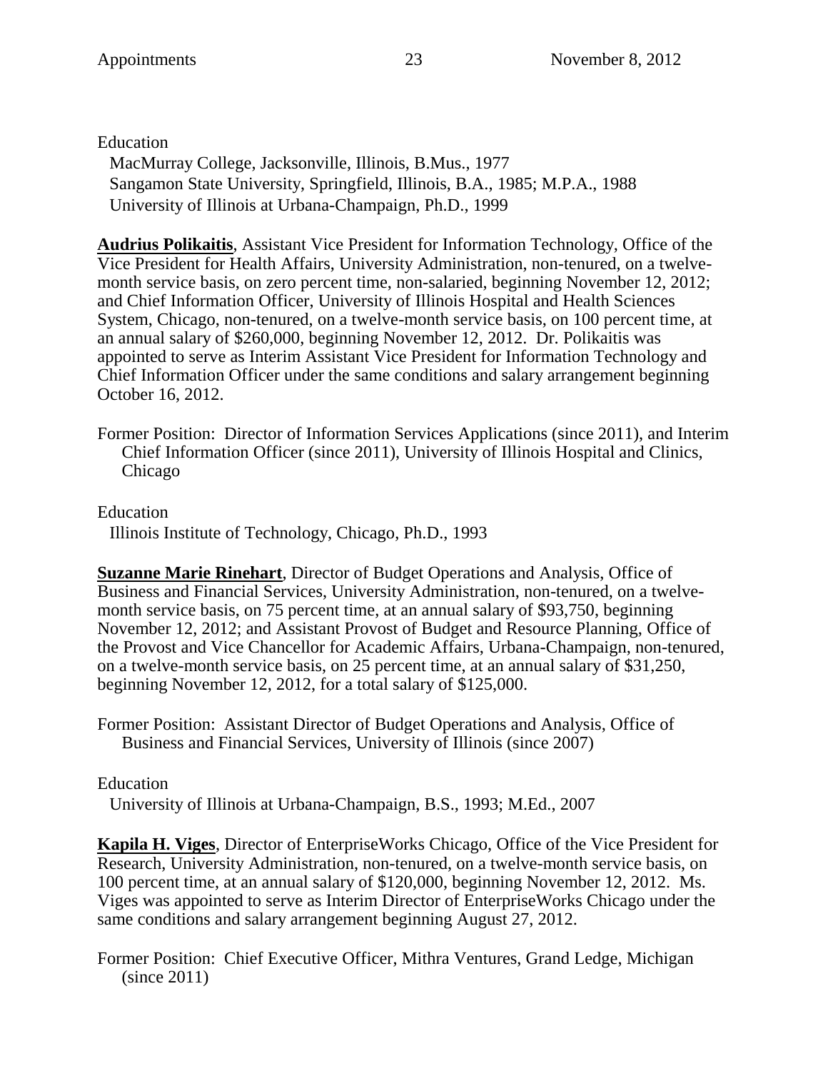Education

MacMurray College, Jacksonville, Illinois, B.Mus., 1977
Sangamon State University, Springfield, Illinois, B.A., 1985; M.P.A., 1988
University of Illinois at Urbana-Champaign, Ph.D., 1999

**Audrius Polikaitis**, Assistant Vice President for Information Technology, Office of the Vice President for Health Affairs, University Administration, non-tenured, on a twelve-month service basis, on zero percent time, non-salaried, beginning November 12, 2012; and Chief Information Officer, University of Illinois Hospital and Health Sciences System, Chicago, non-tenured, on a twelve-month service basis, on 100 percent time, at an annual salary of $260,000, beginning November 12, 2012. Dr. Polikaitis was appointed to serve as Interim Assistant Vice President for Information Technology and Chief Information Officer under the same conditions and salary arrangement beginning October 16, 2012.

Former Position: Director of Information Services Applications (since 2011), and Interim Chief Information Officer (since 2011), University of Illinois Hospital and Clinics, Chicago

Education

Illinois Institute of Technology, Chicago, Ph.D., 1993

**Suzanne Marie Rinehart**, Director of Budget Operations and Analysis, Office of Business and Financial Services, University Administration, non-tenured, on a twelve-month service basis, on 75 percent time, at an annual salary of $93,750, beginning November 12, 2012; and Assistant Provost of Budget and Resource Planning, Office of the Provost and Vice Chancellor for Academic Affairs, Urbana-Champaign, non-tenured, on a twelve-month service basis, on 25 percent time, at an annual salary of $31,250, beginning November 12, 2012, for a total salary of $125,000.

Former Position: Assistant Director of Budget Operations and Analysis, Office of Business and Financial Services, University of Illinois (since 2007)

Education

University of Illinois at Urbana-Champaign, B.S., 1993; M.Ed., 2007

**Kapila H. Viges**, Director of EnterpriseWorks Chicago, Office of the Vice President for Research, University Administration, non-tenured, on a twelve-month service basis, on 100 percent time, at an annual salary of $120,000, beginning November 12, 2012. Ms. Viges was appointed to serve as Interim Director of EnterpriseWorks Chicago under the same conditions and salary arrangement beginning August 27, 2012.

Former Position: Chief Executive Officer, Mithra Ventures, Grand Ledge, Michigan (since 2011)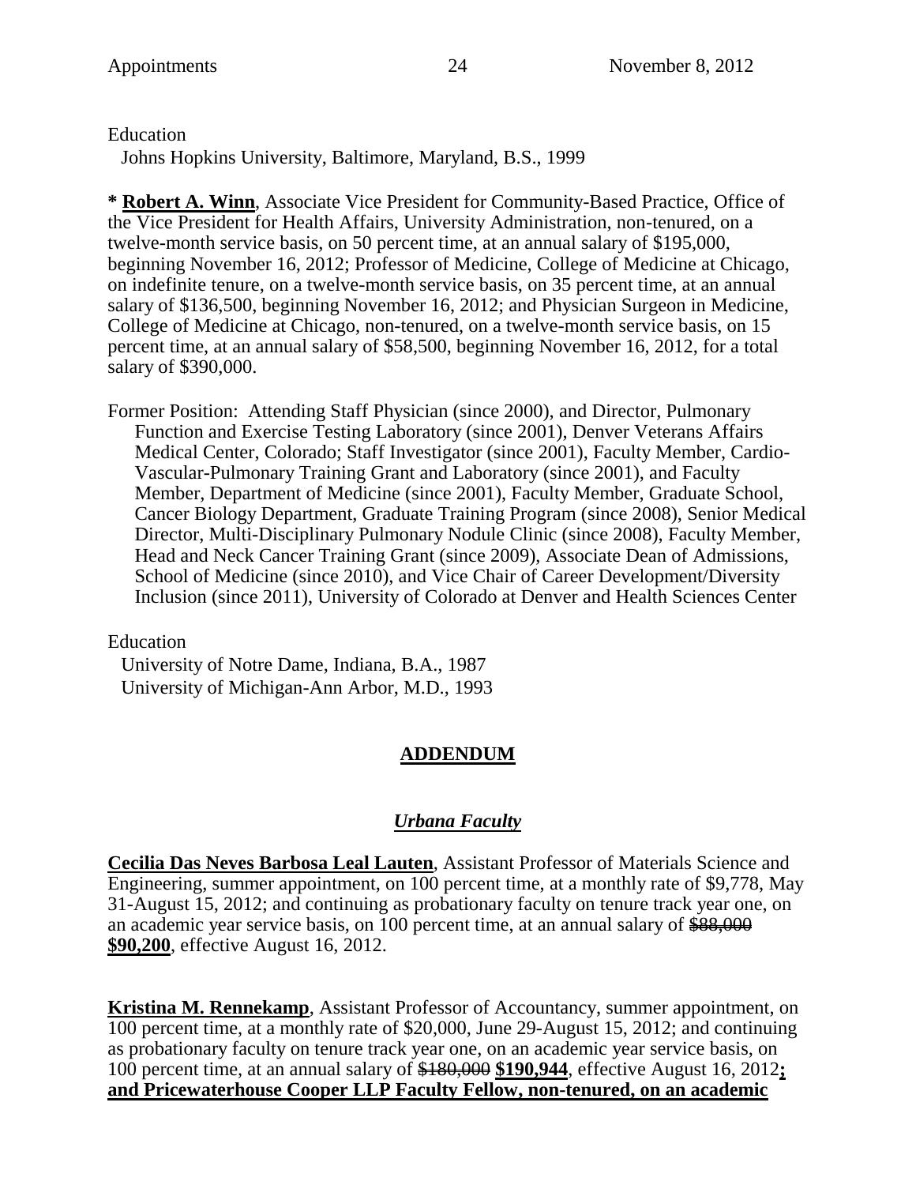Education

Johns Hopkins University, Baltimore, Maryland, B.S., 1999

* **Robert A. Winn**, Associate Vice President for Community-Based Practice, Office of the Vice President for Health Affairs, University Administration, non-tenured, on a twelve-month service basis, on 50 percent time, at an annual salary of $195,000, beginning November 16, 2012; Professor of Medicine, College of Medicine at Chicago, on indefinite tenure, on a twelve-month service basis, on 35 percent time, at an annual salary of $136,500, beginning November 16, 2012; and Physician Surgeon in Medicine, College of Medicine at Chicago, non-tenured, on a twelve-month service basis, on 15 percent time, at an annual salary of $58,500, beginning November 16, 2012, for a total salary of $390,000.

Former Position: Attending Staff Physician (since 2000), and Director, Pulmonary Function and Exercise Testing Laboratory (since 2001), Denver Veterans Affairs Medical Center, Colorado; Staff Investigator (since 2001), Faculty Member, Cardio-Vascular-Pulmonary Training Grant and Laboratory (since 2001), and Faculty Member, Department of Medicine (since 2001), Faculty Member, Graduate School, Cancer Biology Department, Graduate Training Program (since 2008), Senior Medical Director, Multi-Disciplinary Pulmonary Nodule Clinic (since 2008), Faculty Member, Head and Neck Cancer Training Grant (since 2009), Associate Dean of Admissions, School of Medicine (since 2010), and Vice Chair of Career Development/Diversity Inclusion (since 2011), University of Colorado at Denver and Health Sciences Center

Education

University of Notre Dame, Indiana, B.A., 1987
University of Michigan-Ann Arbor, M.D., 1993

## ADDENDUM

### *Urbana Faculty*

**Cecilia Das Neves Barbosa Leal Lauten**, Assistant Professor of Materials Science and Engineering, summer appointment, on 100 percent time, at a monthly rate of $9,778, May 31-August 15, 2012; and continuing as probationary faculty on tenure track year one, on an academic year service basis, on 100 percent time, at an annual salary of ~~$88,000~~ **$90,200**, effective August 16, 2012.

**Kristina M. Rennekamp**, Assistant Professor of Accountancy, summer appointment, on 100 percent time, at a monthly rate of $20,000, June 29-August 15, 2012; and continuing as probationary faculty on tenure track year one, on an academic year service basis, on 100 percent time, at an annual salary of ~~$180,000~~ **$190,944**, effective August 16, 2012**; and Pricewaterhouse Cooper LLP Faculty Fellow, non-tenured, on an academic**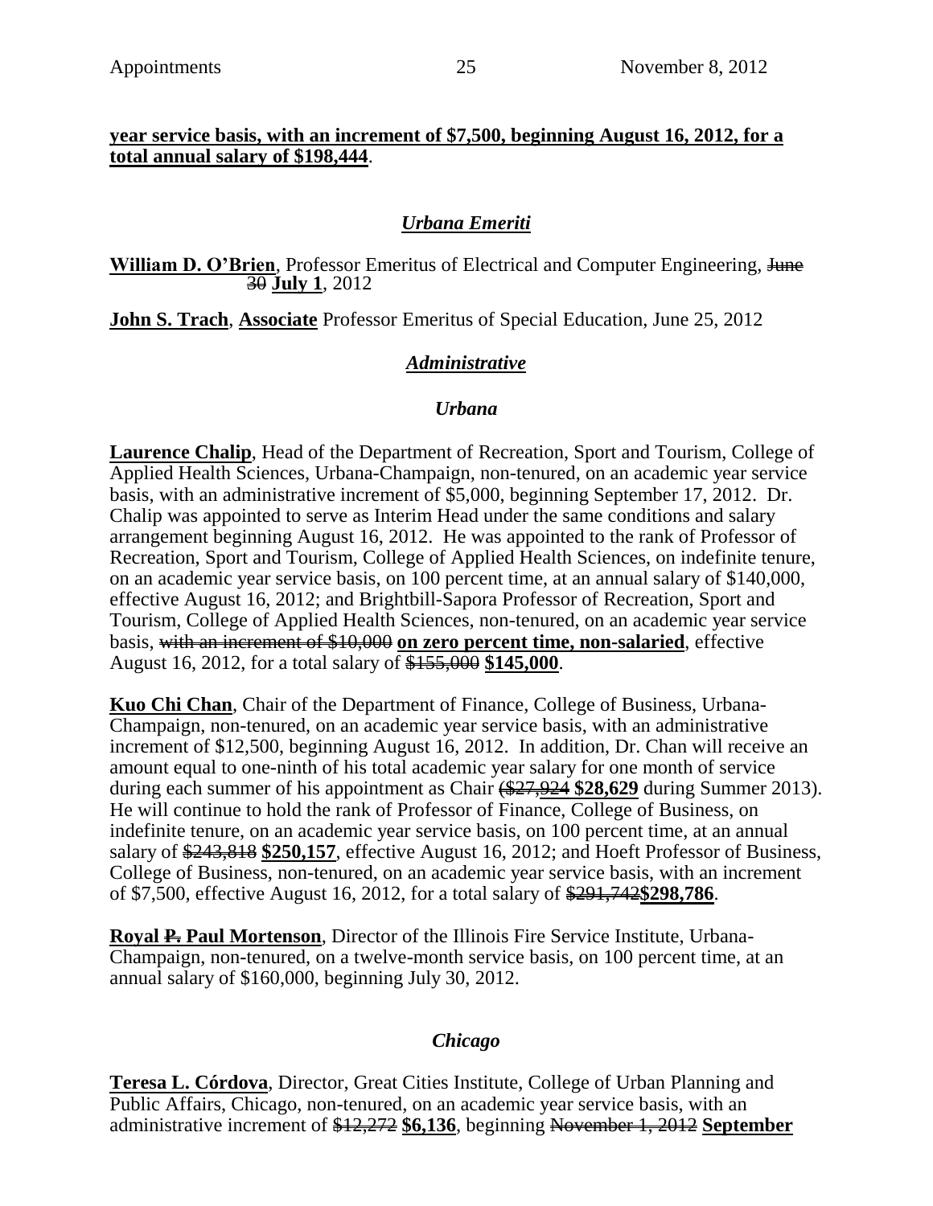**year service basis, with an increment of $7,500, beginning August 16, 2012, for a total annual salary of $198,444**.

## *Urbana Emeriti*

**William D. O'Brien**, Professor Emeritus of Electrical and Computer Engineering, ~~June 30~~ **July 1**, 2012

**John S. Trach**, **Associate** Professor Emeritus of Special Education, June 25, 2012

## *Administrative*

### *Urbana*

**Laurence Chalip**, Head of the Department of Recreation, Sport and Tourism, College of Applied Health Sciences, Urbana-Champaign, non-tenured, on an academic year service basis, with an administrative increment of $5,000, beginning September 17, 2012. Dr. Chalip was appointed to serve as Interim Head under the same conditions and salary arrangement beginning August 16, 2012. He was appointed to the rank of Professor of Recreation, Sport and Tourism, College of Applied Health Sciences, on indefinite tenure, on an academic year service basis, on 100 percent time, at an annual salary of $140,000, effective August 16, 2012; and Brightbill-Sapora Professor of Recreation, Sport and Tourism, College of Applied Health Sciences, non-tenured, on an academic year service basis, ~~with an increment of $10,000~~ **on zero percent time, non-salaried**, effective August 16, 2012, for a total salary of ~~$155,000~~ **$145,000**.

**Kuo Chi Chan**, Chair of the Department of Finance, College of Business, Urbana-Champaign, non-tenured, on an academic year service basis, with an administrative increment of $12,500, beginning August 16, 2012. In addition, Dr. Chan will receive an amount equal to one-ninth of his total academic year salary for one month of service during each summer of his appointment as Chair (~~$27,924~~ **$28,629** during Summer 2013). He will continue to hold the rank of Professor of Finance, College of Business, on indefinite tenure, on an academic year service basis, on 100 percent time, at an annual salary of ~~$243,818~~ **$250,157**, effective August 16, 2012; and Hoeft Professor of Business, College of Business, non-tenured, on an academic year service basis, with an increment of $7,500, effective August 16, 2012, for a total salary of ~~$291,742~~**$298,786**.

**Royal ~~P.~~ Paul Mortenson**, Director of the Illinois Fire Service Institute, Urbana-Champaign, non-tenured, on a twelve-month service basis, on 100 percent time, at an annual salary of $160,000, beginning July 30, 2012.

### *Chicago*

**Teresa L. Córdova**, Director, Great Cities Institute, College of Urban Planning and Public Affairs, Chicago, non-tenured, on an academic year service basis, with an administrative increment of ~~$12,272~~ **$6,136**, beginning ~~November 1, 2012~~ **September**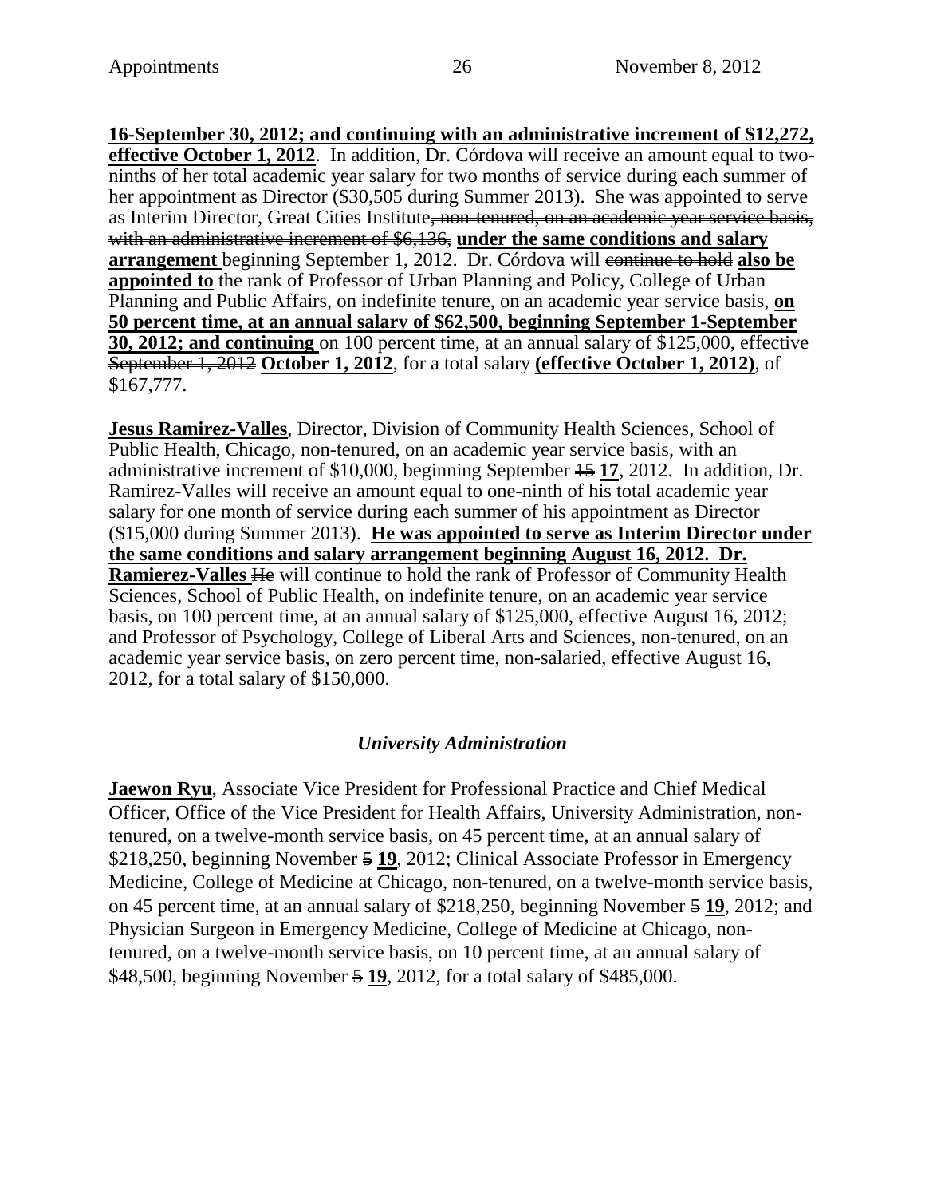**16-September 30, 2012; and continuing with an administrative increment of $12,272, effective October 1, 2012**. In addition, Dr. Córdova will receive an amount equal to two-ninths of her total academic year salary for two months of service during each summer of her appointment as Director ($30,505 during Summer 2013). She was appointed to serve as Interim Director, Great Cities Institute~~, non-tenured, on an academic year service basis, with an administrative increment of $6,136,~~ **under the same conditions and salary arrangement** beginning September 1, 2012. Dr. Córdova will ~~continue to hold~~ **also be appointed to** the rank of Professor of Urban Planning and Policy, College of Urban Planning and Public Affairs, on indefinite tenure, on an academic year service basis, **on 50 percent time, at an annual salary of $62,500, beginning September 1-September 30, 2012; and continuing** on 100 percent time, at an annual salary of $125,000, effective ~~September 1, 2012~~ **October 1, 2012**, for a total salary **(effective October 1, 2012)**, of $167,777.

**Jesus Ramirez-Valles**, Director, Division of Community Health Sciences, School of Public Health, Chicago, non-tenured, on an academic year service basis, with an administrative increment of $10,000, beginning September ~~15~~ **17**, 2012. In addition, Dr. Ramirez-Valles will receive an amount equal to one-ninth of his total academic year salary for one month of service during each summer of his appointment as Director ($15,000 during Summer 2013). **He was appointed to serve as Interim Director under the same conditions and salary arrangement beginning August 16, 2012. Dr. Ramierez-Valles** ~~He~~ will continue to hold the rank of Professor of Community Health Sciences, School of Public Health, on indefinite tenure, on an academic year service basis, on 100 percent time, at an annual salary of $125,000, effective August 16, 2012; and Professor of Psychology, College of Liberal Arts and Sciences, non-tenured, on an academic year service basis, on zero percent time, non-salaried, effective August 16, 2012, for a total salary of $150,000.

### *University Administration*

**Jaewon Ryu**, Associate Vice President for Professional Practice and Chief Medical Officer, Office of the Vice President for Health Affairs, University Administration, non-tenured, on a twelve-month service basis, on 45 percent time, at an annual salary of $218,250, beginning November ~~5~~ **19**, 2012; Clinical Associate Professor in Emergency Medicine, College of Medicine at Chicago, non-tenured, on a twelve-month service basis, on 45 percent time, at an annual salary of $218,250, beginning November ~~5~~ **19**, 2012; and Physician Surgeon in Emergency Medicine, College of Medicine at Chicago, non-tenured, on a twelve-month service basis, on 10 percent time, at an annual salary of $48,500, beginning November ~~5~~ **19**, 2012, for a total salary of $485,000.